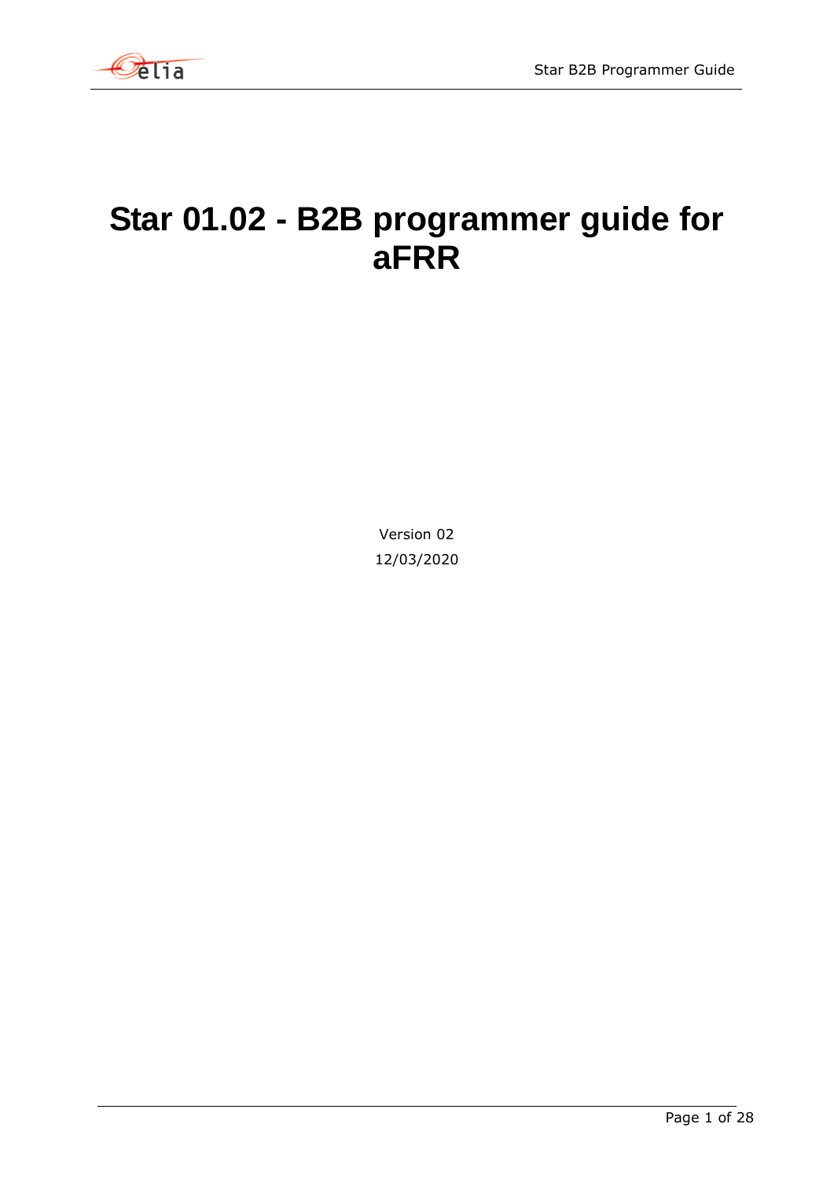# Star 01.02 - B2B programmer guide for aFRR

Version 02

12/03/2020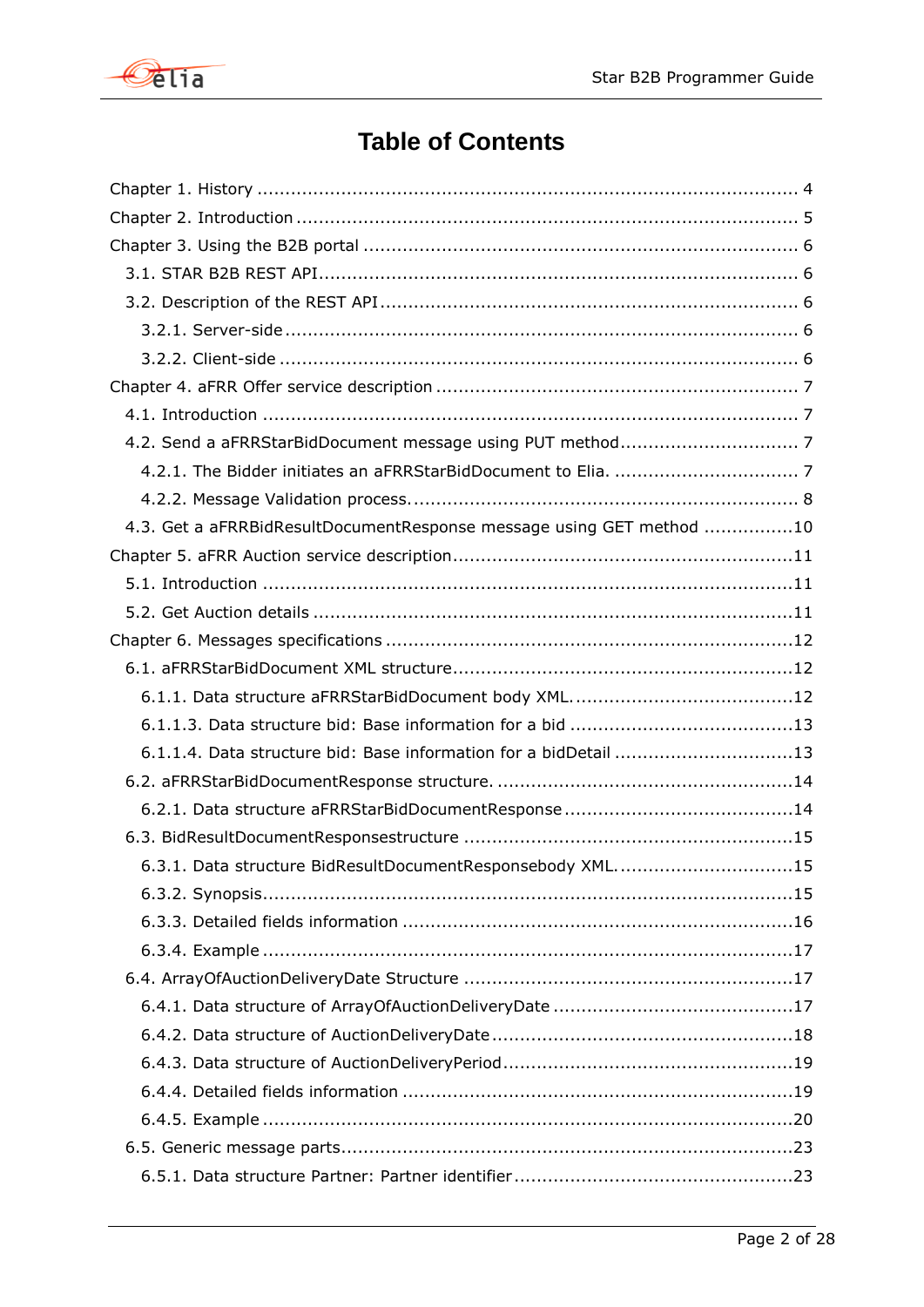# Table of Contents

Chapter 1. History ........................................................................................ 4

Chapter 2. Introduction .................................................................................. 5

Chapter 3. Using the B2B portal ...................................................................... 6

3.1. STAR B2B REST API.............................................................................. 6

3.2. Description of the REST API .................................................................. 6

3.2.1. Server-side ...................................................................................... 6

3.2.2. Client-side ....................................................................................... 6

Chapter 4. aFRR Offer service description ......................................................... 7

4.1. Introduction ......................................................................................... 7

4.2. Send a aFRRStarBidDocument message using PUT method........................... 7

4.2.1. The Bidder initiates an aFRRStarBidDocument to Elia. ............................ 7

4.2.2. Message Validation process................................................................. 8

4.3. Get a aFRRBidResultDocumentResponse message using GET method ................10

Chapter 5. aFRR Auction service description......................................................11

5.1. Introduction ........................................................................................11

5.2. Get Auction details ...............................................................................11

Chapter 6. Messages specifications ..................................................................12

6.1. aFRRStarBidDocument XML structure......................................................12

6.1.1. Data structure aFRRStarBidDocument body XML.....................................12

6.1.1.3. Data structure bid: Base information for a bid .....................................13

6.1.1.4. Data structure bid: Base information for a bidDetail ..............................13

6.2. aFRRStarBidDocumentResponse structure. ...............................................14

6.2.1. Data structure aFRRStarBidDocumentResponse .......................................14

6.3. BidResultDocumentResponsestructure .....................................................15

6.3.1. Data structure BidResultDocumentResponsebody XML. .............................15

6.3.2. Synopsis..........................................................................................15

6.3.3. Detailed fields information .................................................................16

6.3.4. Example ..........................................................................................17

6.4. ArrayOfAuctionDeliveryDate Structure .....................................................17

6.4.1. Data structure of ArrayOfAuctionDeliveryDate .........................................17

6.4.2. Data structure of AuctionDeliveryDate ...................................................18

6.4.3. Data structure of AuctionDeliveryPeriod .................................................19

6.4.4. Detailed fields information .................................................................19

6.4.5. Example ..........................................................................................20

6.5. Generic message parts.............................................................................23

6.5.1. Data structure Partner: Partner identifier ................................................23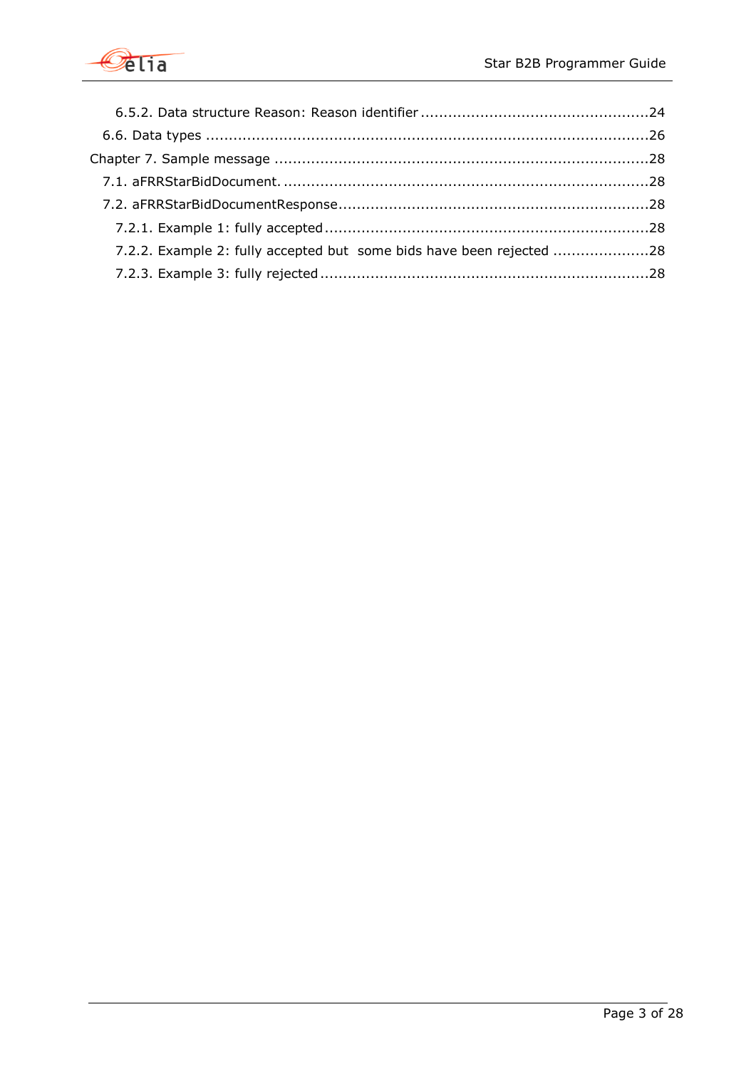6.5.2. Data structure Reason: Reason identifier ..................................................24

6.6. Data types ..................................................................................26

Chapter 7. Sample message ..................................................................28

7.1. aFRRStarBidDocument. ................................................................28

7.2. aFRRStarBidDocumentResponse....................................................28

7.2.1. Example 1: fully accepted .......................................................28

7.2.2. Example 2: fully accepted but  some bids have been rejected .....................28

7.2.3. Example 3: fully rejected ........................................................28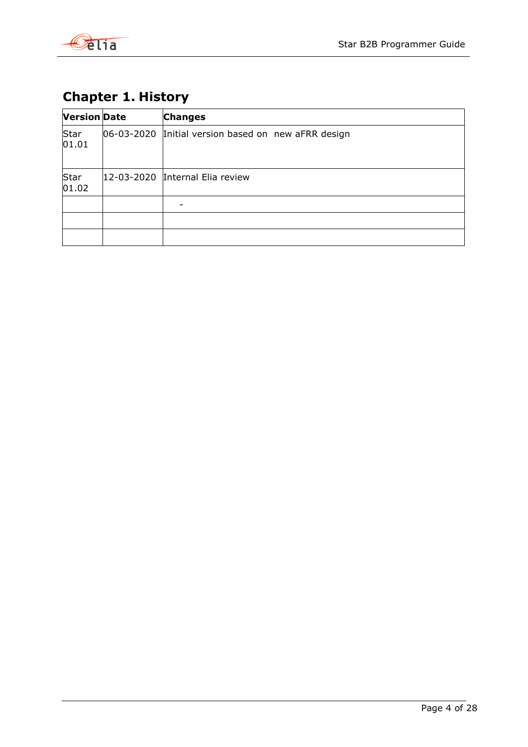# Chapter 1. History

| Version | Date | Changes |
| --- | --- | --- |
| Star 01.01 | 06-03-2020 | Initial version based on new aFRR design |
| Star 01.02 | 12-03-2020 | Internal Elia review |
| | | - |
| | | |
| | | |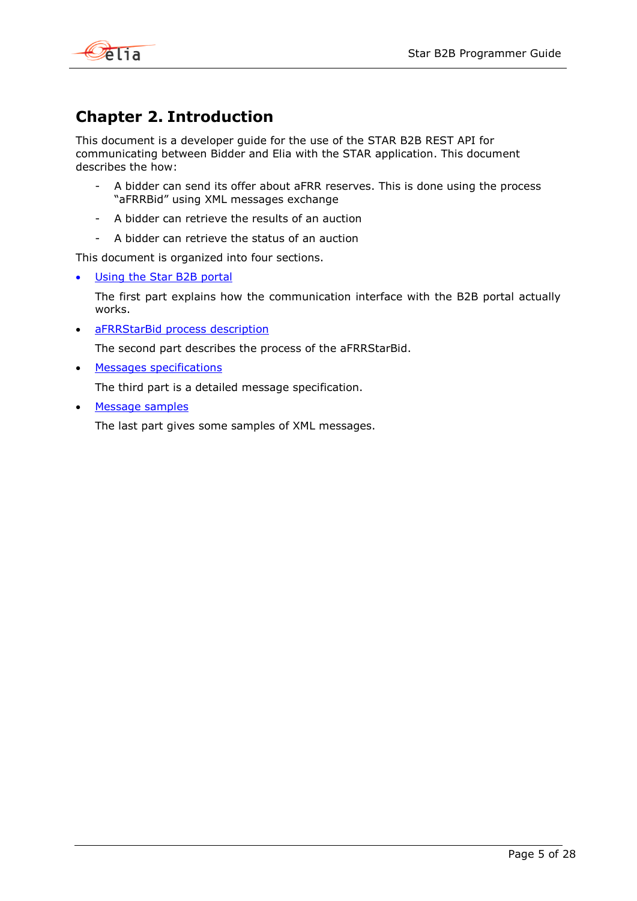# Chapter 2. Introduction

This document is a developer guide for the use of the STAR B2B REST API for communicating between Bidder and Elia with the STAR application. This document describes the how:

- A bidder can send its offer about aFRR reserves. This is done using the process “aFRRBid” using XML messages exchange
- A bidder can retrieve the results of an auction
- A bidder can retrieve the status of an auction

This document is organized into four sections.

- Using the Star B2B portal

  The first part explains how the communication interface with the B2B portal actually works.

- aFRRStarBid process description

  The second part describes the process of the aFRRStarBid.

- Messages specifications

  The third part is a detailed message specification.

- Message samples

  The last part gives some samples of XML messages.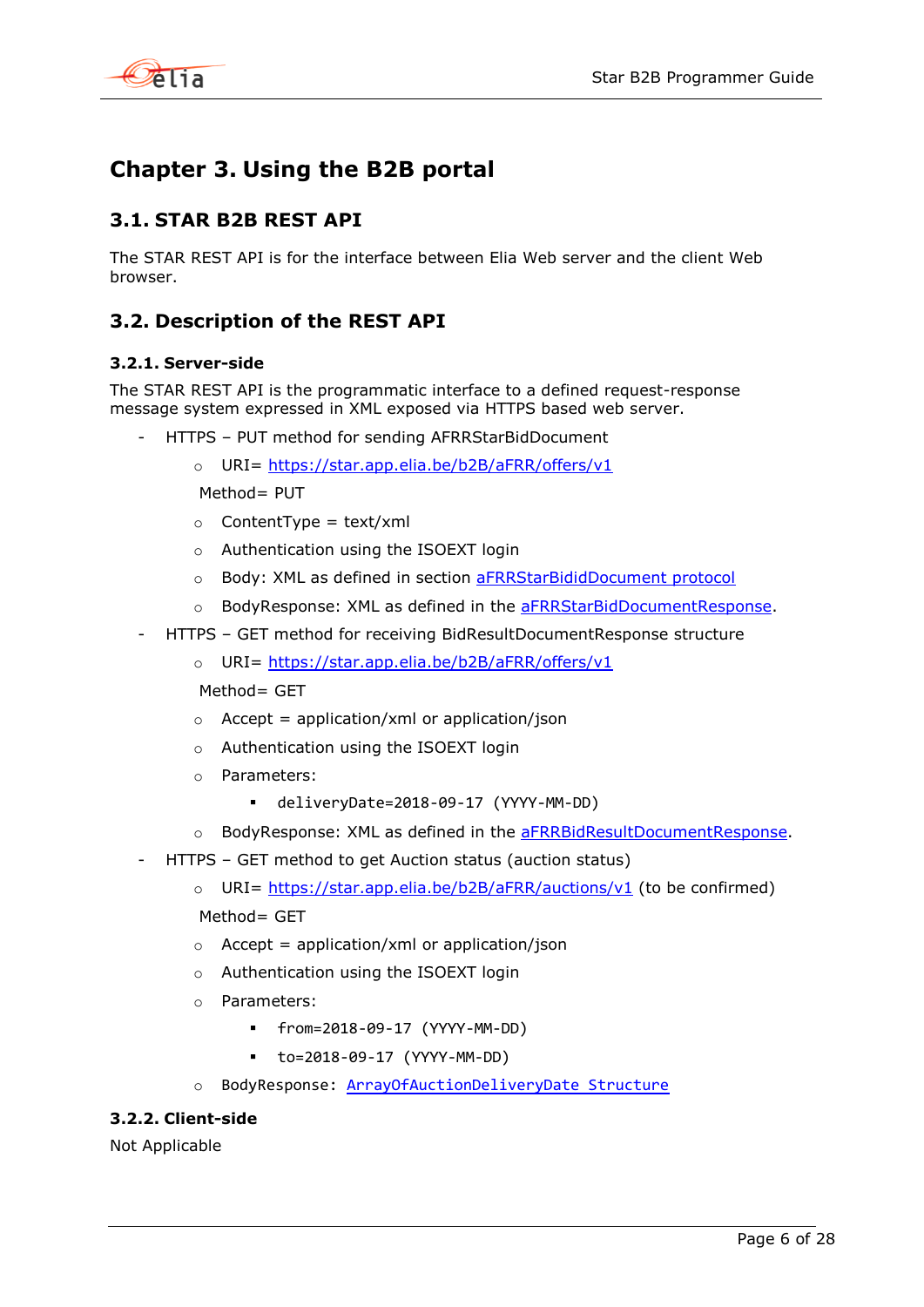# Chapter 3. Using the B2B portal

## 3.1. STAR B2B REST API

The STAR REST API is for the interface between Elia Web server and the client Web browser.

## 3.2. Description of the REST API

### 3.2.1. Server-side

The STAR REST API is the programmatic interface to a defined request-response message system expressed in XML exposed via HTTPS based web server.

- HTTPS – PUT method for sending AFRRStarBidDocument
  - URI= [https://star.app.elia.be/b2B/aFRR/offers/v1](https://star.app.elia.be/b2B/aFRR/offers/v1)

    Method= PUT
  - ContentType = text/xml
  - Authentication using the ISOEXT login
  - Body: XML as defined in section aFRRStarBididDocument protocol
  - BodyResponse: XML as defined in the aFRRStarBidDocumentResponse.
- HTTPS – GET method for receiving BidResultDocumentResponse structure
  - URI= [https://star.app.elia.be/b2B/aFRR/offers/v1](https://star.app.elia.be/b2B/aFRR/offers/v1)

    Method= GET
  - Accept = application/xml or application/json
  - Authentication using the ISOEXT login
  - Parameters:
    - `deliveryDate=2018-09-17 (YYYY-MM-DD)`
  - BodyResponse: XML as defined in the aFRRBidResultDocumentResponse.
- HTTPS – GET method to get Auction status (auction status)
  - URI= [https://star.app.elia.be/b2B/aFRR/auctions/v1](https://star.app.elia.be/b2B/aFRR/auctions/v1) (to be confirmed)

    Method= GET
  - Accept = application/xml or application/json
  - Authentication using the ISOEXT login
  - Parameters:
    - `from=2018-09-17 (YYYY-MM-DD)`
    - `to=2018-09-17 (YYYY-MM-DD)`
  - `BodyResponse:` ArrayOfAuctionDeliveryDate Structure

### 3.2.2. Client-side

Not Applicable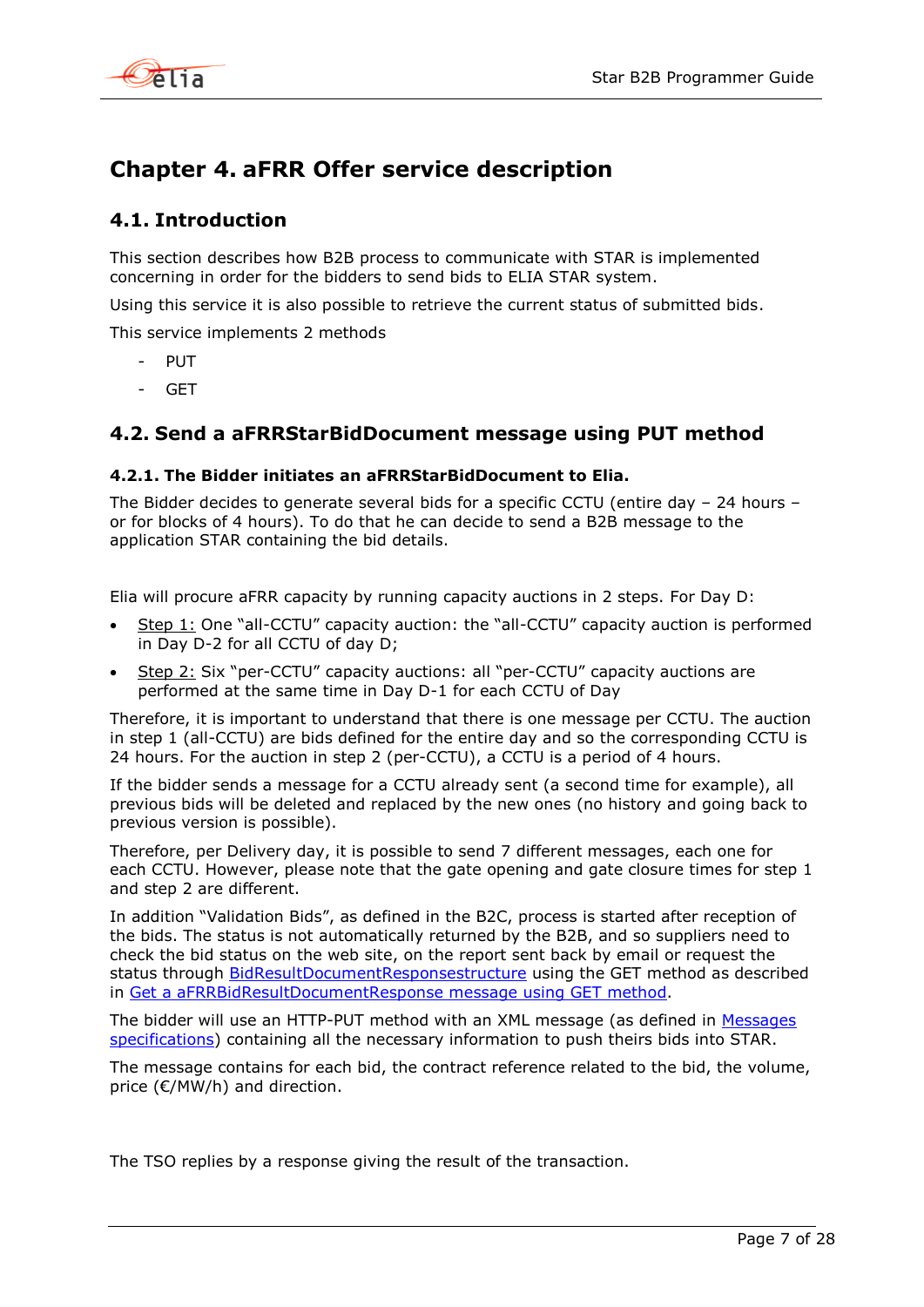# Chapter 4. aFRR Offer service description

## 4.1. Introduction

This section describes how B2B process to communicate with STAR is implemented concerning in order for the bidders to send bids to ELIA STAR system.

Using this service it is also possible to retrieve the current status of submitted bids.

This service implements 2 methods

- PUT
- GET

## 4.2. Send a aFRRStarBidDocument message using PUT method

### 4.2.1. The Bidder initiates an aFRRStarBidDocument to Elia.

The Bidder decides to generate several bids for a specific CCTU (entire day – 24 hours – or for blocks of 4 hours). To do that he can decide to send a B2B message to the application STAR containing the bid details.

Elia will procure aFRR capacity by running capacity auctions in 2 steps. For Day D:

- Step 1: One "all-CCTU" capacity auction: the "all-CCTU" capacity auction is performed in Day D-2 for all CCTU of day D;
- Step 2: Six "per-CCTU" capacity auctions: all "per-CCTU" capacity auctions are performed at the same time in Day D-1 for each CCTU of Day

Therefore, it is important to understand that there is one message per CCTU. The auction in step 1 (all-CCTU) are bids defined for the entire day and so the corresponding CCTU is 24 hours. For the auction in step 2 (per-CCTU), a CCTU is a period of 4 hours.

If the bidder sends a message for a CCTU already sent (a second time for example), all previous bids will be deleted and replaced by the new ones (no history and going back to previous version is possible).

Therefore, per Delivery day, it is possible to send 7 different messages, each one for each CCTU. However, please note that the gate opening and gate closure times for step 1 and step 2 are different.

In addition "Validation Bids", as defined in the B2C, process is started after reception of the bids. The status is not automatically returned by the B2B, and so suppliers need to check the bid status on the web site, on the report sent back by email or request the status through BidResultDocumentResponsestructure using the GET method as described in Get a aFRRBidResultDocumentResponse message using GET method.

The bidder will use an HTTP-PUT method with an XML message (as defined in Messages specifications) containing all the necessary information to push theirs bids into STAR.

The message contains for each bid, the contract reference related to the bid, the volume, price (€/MW/h) and direction.

The TSO replies by a response giving the result of the transaction.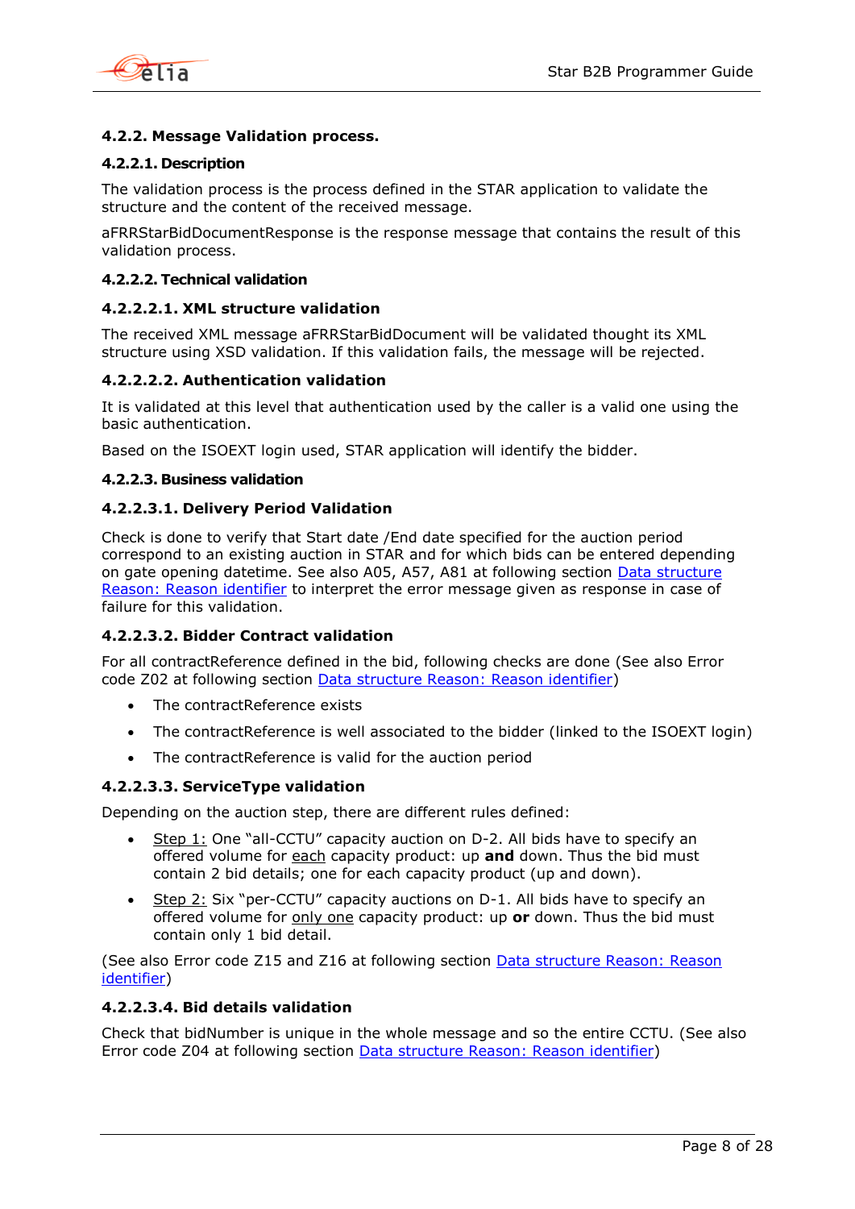#### 4.2.2. Message Validation process.

##### 4.2.2.1. Description

The validation process is the process defined in the STAR application to validate the structure and the content of the received message.

aFRRStarBidDocumentResponse is the response message that contains the result of this validation process.

##### 4.2.2.2. Technical validation

###### 4.2.2.2.1. XML structure validation

The received XML message aFRRStarBidDocument will be validated thought its XML structure using XSD validation. If this validation fails, the message will be rejected.

###### 4.2.2.2.2. Authentication validation

It is validated at this level that authentication used by the caller is a valid one using the basic authentication.

Based on the ISOEXT login used, STAR application will identify the bidder.

##### 4.2.2.3. Business validation

###### 4.2.2.3.1. Delivery Period Validation

Check is done to verify that Start date /End date specified for the auction period correspond to an existing auction in STAR and for which bids can be entered depending on gate opening datetime. See also A05, A57, A81 at following section Data structure Reason: Reason identifier to interpret the error message given as response in case of failure for this validation.

###### 4.2.2.3.2. Bidder Contract validation

For all contractReference defined in the bid, following checks are done (See also Error code Z02 at following section Data structure Reason: Reason identifier)

- The contractReference exists
- The contractReference is well associated to the bidder (linked to the ISOEXT login)
- The contractReference is valid for the auction period

###### 4.2.2.3.3. ServiceType validation

Depending on the auction step, there are different rules defined:

- Step 1: One "all-CCTU" capacity auction on D-2. All bids have to specify an offered volume for each capacity product: up **and** down. Thus the bid must contain 2 bid details; one for each capacity product (up and down).
- Step 2: Six "per-CCTU" capacity auctions on D-1. All bids have to specify an offered volume for only one capacity product: up **or** down. Thus the bid must contain only 1 bid detail.

(See also Error code Z15 and Z16 at following section Data structure Reason: Reason identifier)

###### 4.2.2.3.4. Bid details validation

Check that bidNumber is unique in the whole message and so the entire CCTU. (See also Error code Z04 at following section Data structure Reason: Reason identifier)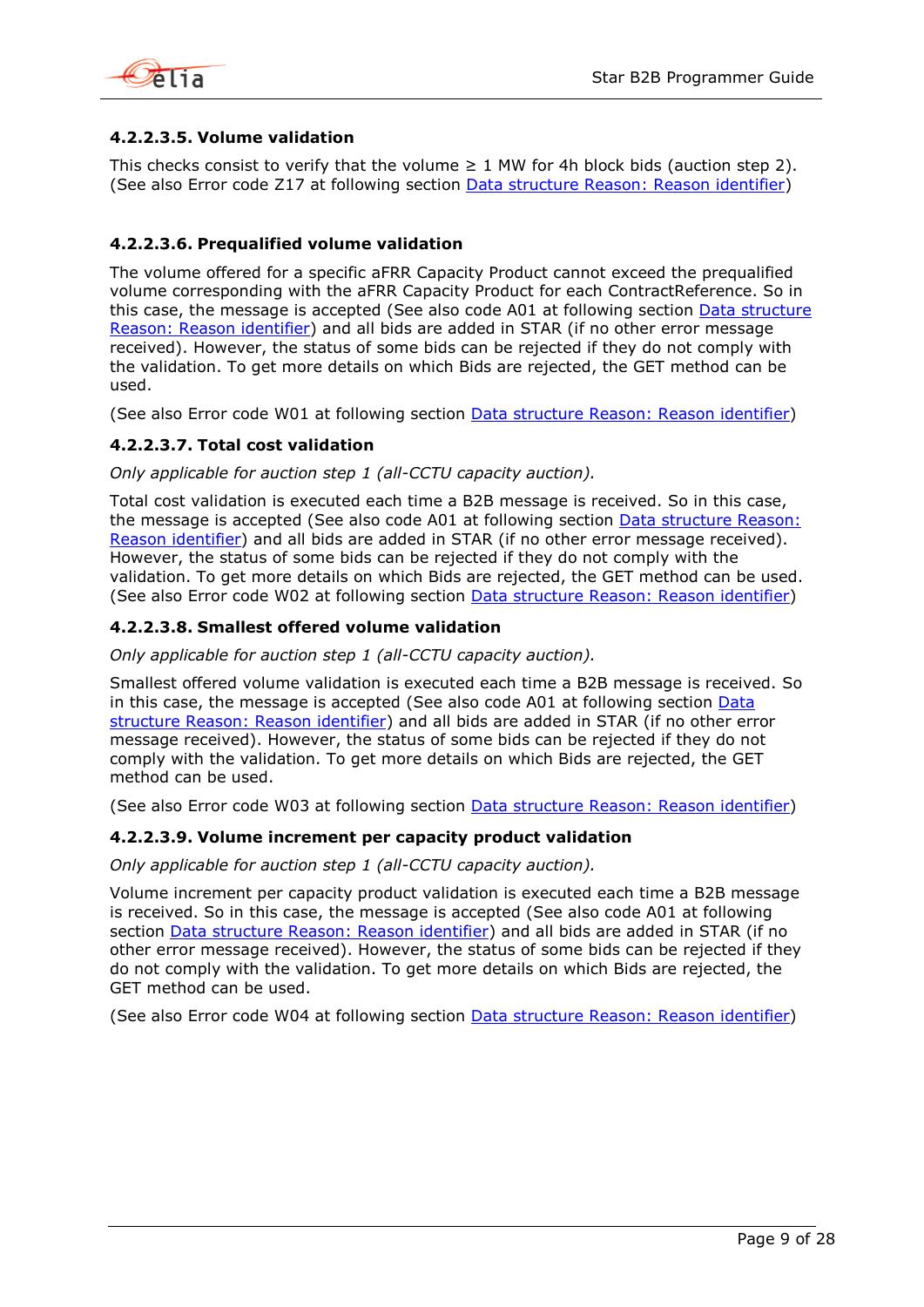#### 4.2.2.3.5. Volume validation

This checks consist to verify that the volume ≥ 1 MW for 4h block bids (auction step 2). (See also Error code Z17 at following section Data structure Reason: Reason identifier)

#### 4.2.2.3.6. Prequalified volume validation

The volume offered for a specific aFRR Capacity Product cannot exceed the prequalified volume corresponding with the aFRR Capacity Product for each ContractReference. So in this case, the message is accepted (See also code A01 at following section Data structure Reason: Reason identifier) and all bids are added in STAR (if no other error message received). However, the status of some bids can be rejected if they do not comply with the validation. To get more details on which Bids are rejected, the GET method can be used.

(See also Error code W01 at following section Data structure Reason: Reason identifier)

#### 4.2.2.3.7. Total cost validation

*Only applicable for auction step 1 (all-CCTU capacity auction).*

Total cost validation is executed each time a B2B message is received. So in this case, the message is accepted (See also code A01 at following section Data structure Reason: Reason identifier) and all bids are added in STAR (if no other error message received). However, the status of some bids can be rejected if they do not comply with the validation. To get more details on which Bids are rejected, the GET method can be used. (See also Error code W02 at following section Data structure Reason: Reason identifier)

#### 4.2.2.3.8. Smallest offered volume validation

*Only applicable for auction step 1 (all-CCTU capacity auction).*

Smallest offered volume validation is executed each time a B2B message is received. So in this case, the message is accepted (See also code A01 at following section Data structure Reason: Reason identifier) and all bids are added in STAR (if no other error message received). However, the status of some bids can be rejected if they do not comply with the validation. To get more details on which Bids are rejected, the GET method can be used.

(See also Error code W03 at following section Data structure Reason: Reason identifier)

#### 4.2.2.3.9. Volume increment per capacity product validation

*Only applicable for auction step 1 (all-CCTU capacity auction).*

Volume increment per capacity product validation is executed each time a B2B message is received. So in this case, the message is accepted (See also code A01 at following section Data structure Reason: Reason identifier) and all bids are added in STAR (if no other error message received). However, the status of some bids can be rejected if they do not comply with the validation. To get more details on which Bids are rejected, the GET method can be used.

(See also Error code W04 at following section Data structure Reason: Reason identifier)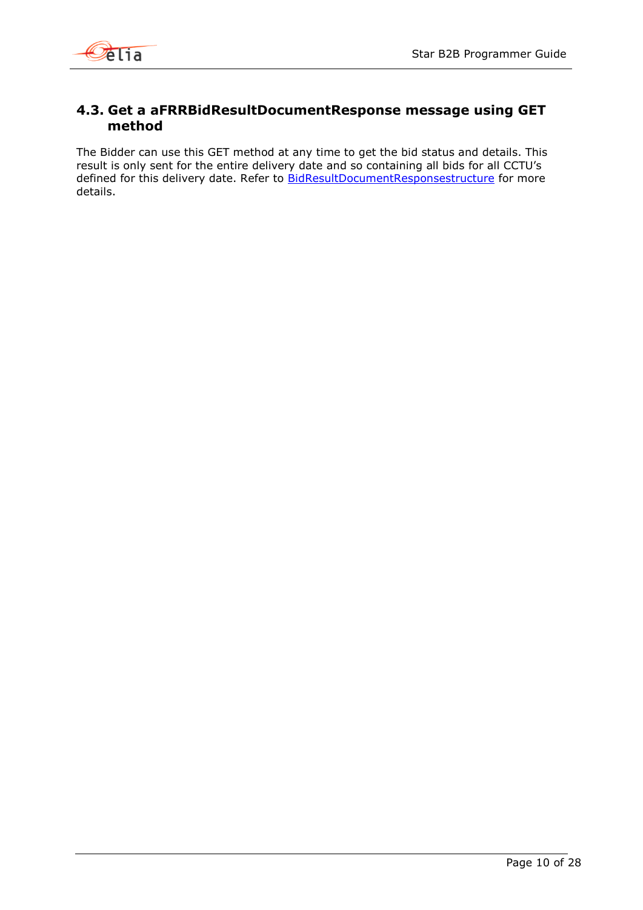## 4.3. Get a aFRRBidResultDocumentResponse message using GET method

The Bidder can use this GET method at any time to get the bid status and details. This result is only sent for the entire delivery date and so containing all bids for all CCTU's defined for this delivery date. Refer to BidResultDocumentResponsestructure for more details.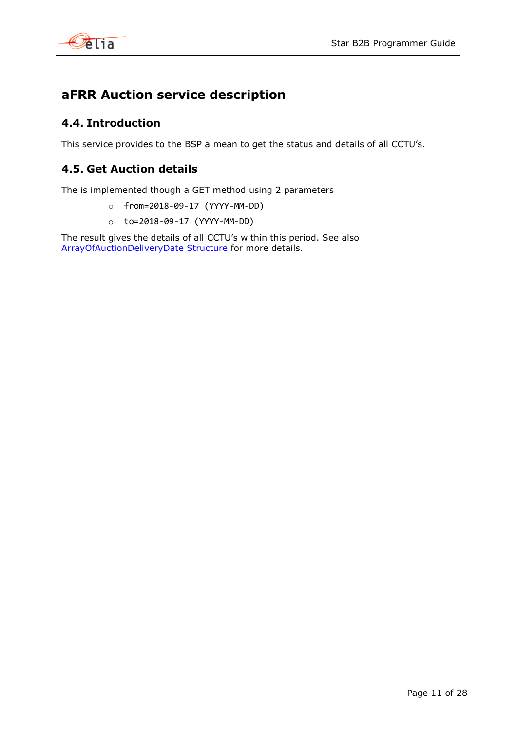# aFRR Auction service description

## 4.4. Introduction

This service provides to the BSP a mean to get the status and details of all CCTU's.

## 4.5. Get Auction details

The is implemented though a GET method using 2 parameters

- `from=2018-09-17 (YYYY-MM-DD)`
- `to=2018-09-17 (YYYY-MM-DD)`

The result gives the details of all CCTU's within this period. See also ArrayOfAuctionDeliveryDate Structure for more details.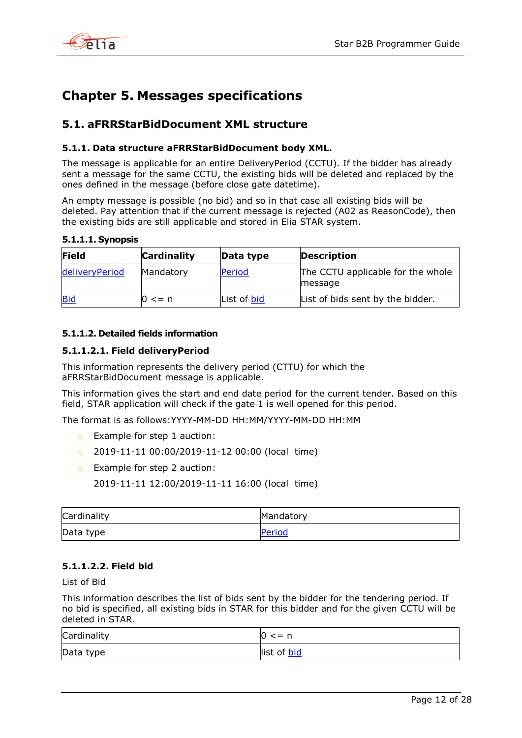# Chapter 5. Messages specifications

## 5.1. aFRRStarBidDocument XML structure

### 5.1.1. Data structure aFRRStarBidDocument body XML.

The message is applicable for an entire DeliveryPeriod (CCTU). If the bidder has already sent a message for the same CCTU, the existing bids will be deleted and replaced by the ones defined in the message (before close gate datetime).

An empty message is possible (no bid) and so in that case all existing bids will be deleted. Pay attention that if the current message is rejected (A02 as ReasonCode), then the existing bids are still applicable and stored in Elia STAR system.

#### 5.1.1.1. Synopsis

| Field | Cardinality | Data type | Description |
|---|---|---|---|
| deliveryPeriod | Mandatory | Period | The CCTU applicable for the whole message |
| Bid | 0 <= n | List of bid | List of bids sent by the bidder. |

#### 5.1.1.2. Detailed fields information

##### 5.1.1.2.1. Field deliveryPeriod

This information represents the delivery period (CTTU) for which the aFRRStarBidDocument message is applicable.

This information gives the start and end date period for the current tender. Based on this field, STAR application will check if the gate 1 is well opened for this period.

The format is as follows:YYYY-MM-DD HH:MM/YYYY-MM-DD HH:MM

- Example for step 1 auction:
- 2019-11-11 00:00/2019-11-12 00:00 (local time)
- Example for step 2 auction:
  2019-11-11 12:00/2019-11-11 16:00 (local time)

| | |
|---|---|
| Cardinality | Mandatory |
| Data type | Period |

##### 5.1.1.2.2. Field bid

List of Bid

This information describes the list of bids sent by the bidder for the tendering period. If no bid is specified, all existing bids in STAR for this bidder and for the given CCTU will be deleted in STAR.

| | |
|---|---|
| Cardinality | 0 <= n |
| Data type | list of bid |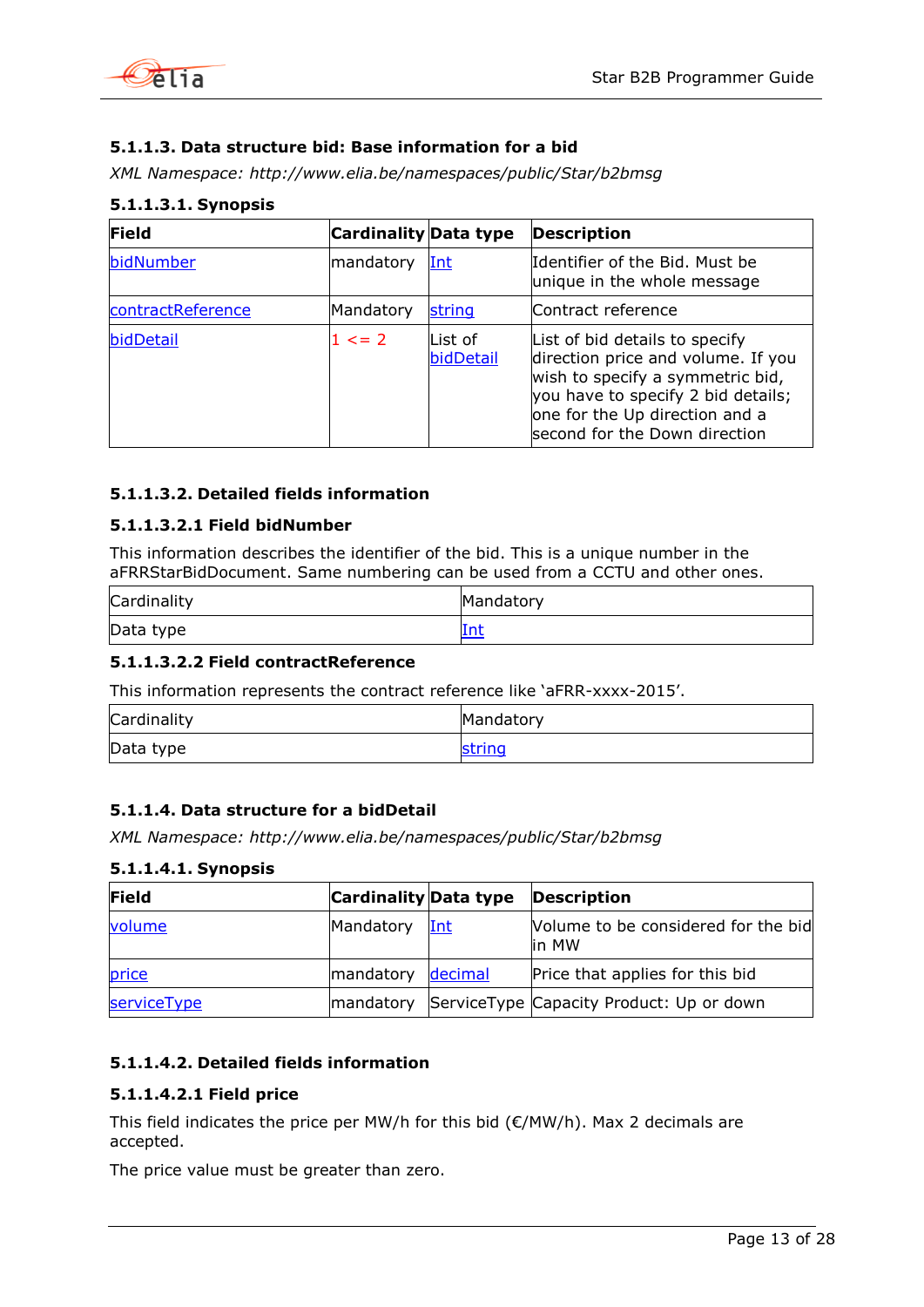#### 5.1.1.3. Data structure bid: Base information for a bid

*XML Namespace: http://www.elia.be/namespaces/public/Star/b2bmsg*

##### 5.1.1.3.1. Synopsis

| Field | Cardinality | Data type | Description |
|---|---|---|---|
| bidNumber | mandatory | Int | Identifier of the Bid. Must be unique in the whole message |
| contractReference | Mandatory | string | Contract reference |
| bidDetail | 1 <= 2 | List of bidDetail | List of bid details to specify direction price and volume. If you wish to specify a symmetric bid, you have to specify 2 bid details; one for the Up direction and a second for the Down direction |

##### 5.1.1.3.2. Detailed fields information

##### 5.1.1.3.2.1 Field bidNumber

This information describes the identifier of the bid. This is a unique number in the aFRRStarBidDocument. Same numbering can be used from a CCTU and other ones.

| Cardinality | Mandatory |
|---|---|
| Data type | Int |

##### 5.1.1.3.2.2 Field contractReference

This information represents the contract reference like 'aFRR-xxxx-2015'.

| Cardinality | Mandatory |
|---|---|
| Data type | string |

#### 5.1.1.4. Data structure for a bidDetail

*XML Namespace: http://www.elia.be/namespaces/public/Star/b2bmsg*

##### 5.1.1.4.1. Synopsis

| Field | Cardinality | Data type | Description |
|---|---|---|---|
| volume | Mandatory | Int | Volume to be considered for the bid in MW |
| price | mandatory | decimal | Price that applies for this bid |
| serviceType | mandatory | ServiceType | Capacity Product: Up or down |

##### 5.1.1.4.2. Detailed fields information

##### 5.1.1.4.2.1 Field price

This field indicates the price per MW/h for this bid (€/MW/h). Max 2 decimals are accepted.

The price value must be greater than zero.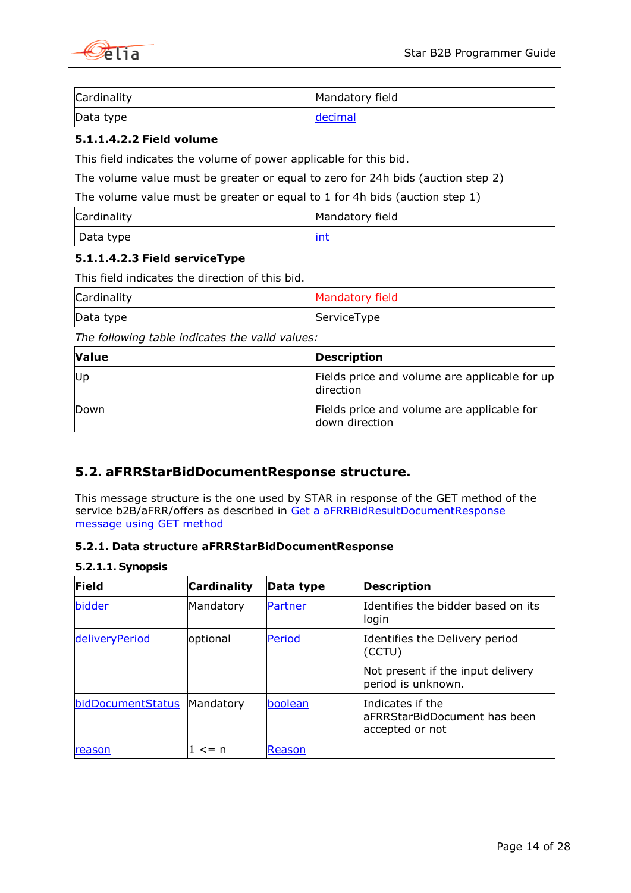| Cardinality | Mandatory field |
| --- | --- |
| Data type | decimal |

#### 5.1.1.4.2.2 Field volume

This field indicates the volume of power applicable for this bid.

The volume value must be greater or equal to zero for 24h bids (auction step 2)

The volume value must be greater or equal to 1 for 4h bids (auction step 1)

| Cardinality | Mandatory field |
| --- | --- |
| Data type | int |

#### 5.1.1.4.2.3 Field serviceType

This field indicates the direction of this bid.

| Cardinality | Mandatory field |
| --- | --- |
| Data type | ServiceType |

*The following table indicates the valid values:*

| Value | Description |
| --- | --- |
| Up | Fields price and volume are applicable for up direction |
| Down | Fields price and volume are applicable for down direction |

## 5.2. aFRRStarBidDocumentResponse structure.

This message structure is the one used by STAR in response of the GET method of the service b2B/aFRR/offers as described in Get a aFRRBidResultDocumentResponse message using GET method

### 5.2.1. Data structure aFRRStarBidDocumentResponse

#### 5.2.1.1. Synopsis

| Field | Cardinality | Data type | Description |
| --- | --- | --- | --- |
| bidder | Mandatory | Partner | Identifies the bidder based on its login |
| deliveryPeriod | optional | Period | Identifies the Delivery period (CCTU)<br><br>Not present if the input delivery period is unknown. |
| bidDocumentStatus | Mandatory | boolean | Indicates if the aFRRStarBidDocument has been accepted or not |
| reason | 1 <= n | Reason | |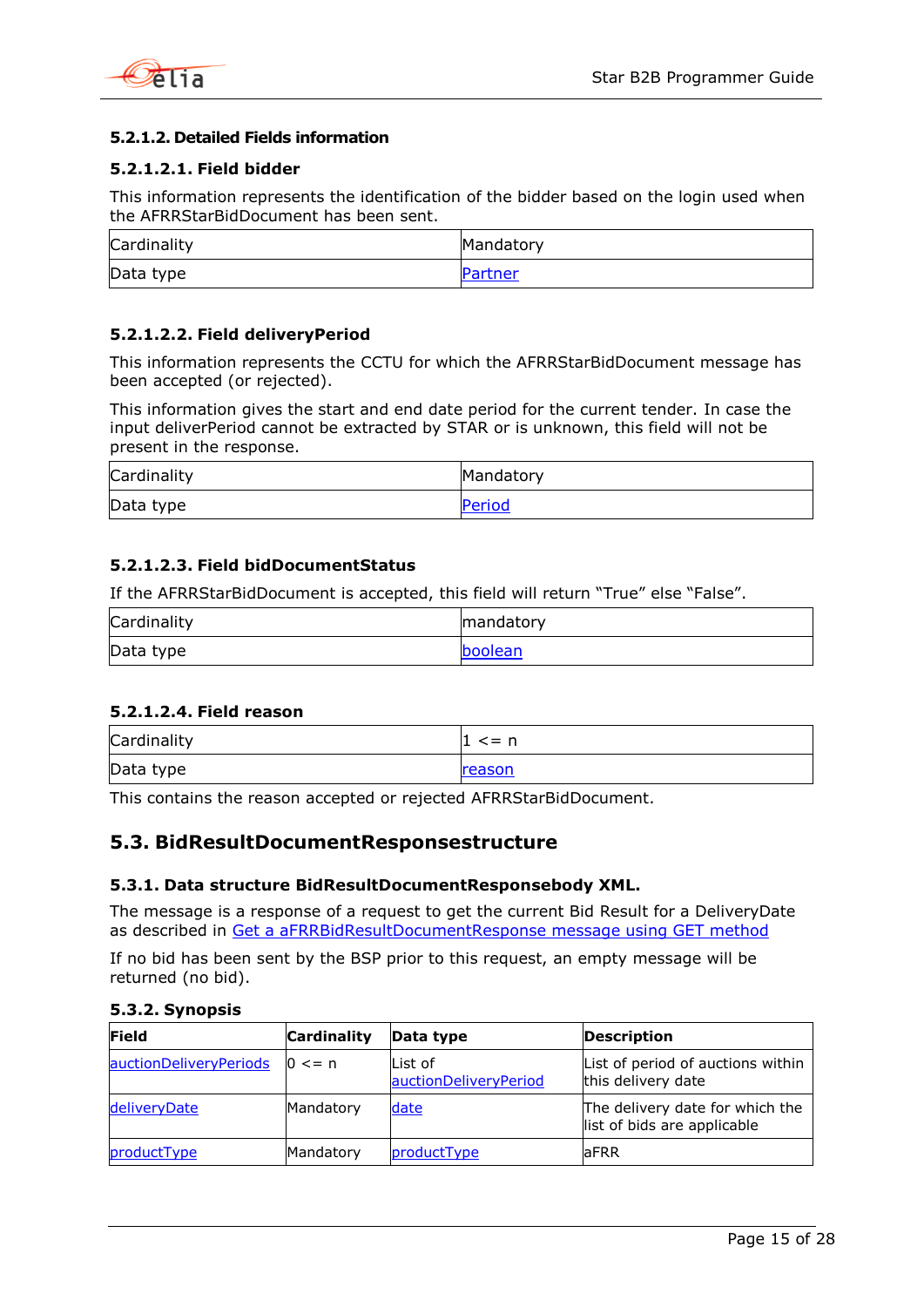#### 5.2.1.2. Detailed Fields information

##### 5.2.1.2.1. Field bidder

This information represents the identification of the bidder based on the login used when the AFRRStarBidDocument has been sent.

| Cardinality | Mandatory |
|---|---|
| Data type | Partner |

##### 5.2.1.2.2. Field deliveryPeriod

This information represents the CCTU for which the AFRRStarBidDocument message has been accepted (or rejected).

This information gives the start and end date period for the current tender. In case the input deliverPeriod cannot be extracted by STAR or is unknown, this field will not be present in the response.

| Cardinality | Mandatory |
|---|---|
| Data type | Period |

##### 5.2.1.2.3. Field bidDocumentStatus

If the AFRRStarBidDocument is accepted, this field will return "True" else "False".

| Cardinality | mandatory |
|---|---|
| Data type | boolean |

##### 5.2.1.2.4. Field reason

| Cardinality | 1 <= n |
|---|---|
| Data type | reason |

This contains the reason accepted or rejected AFRRStarBidDocument.

## 5.3. BidResultDocumentResponsestructure

### 5.3.1. Data structure BidResultDocumentResponsebody XML.

The message is a response of a request to get the current Bid Result for a DeliveryDate as described in Get a aFRRBidResultDocumentResponse message using GET method

If no bid has been sent by the BSP prior to this request, an empty message will be returned (no bid).

### 5.3.2. Synopsis

| Field | Cardinality | Data type | Description |
|---|---|---|---|
| auctionDeliveryPeriods | 0 <= n | List of auctionDeliveryPeriod | List of period of auctions within this delivery date |
| deliveryDate | Mandatory | date | The delivery date for which the list of bids are applicable |
| productType | Mandatory | productType | aFRR |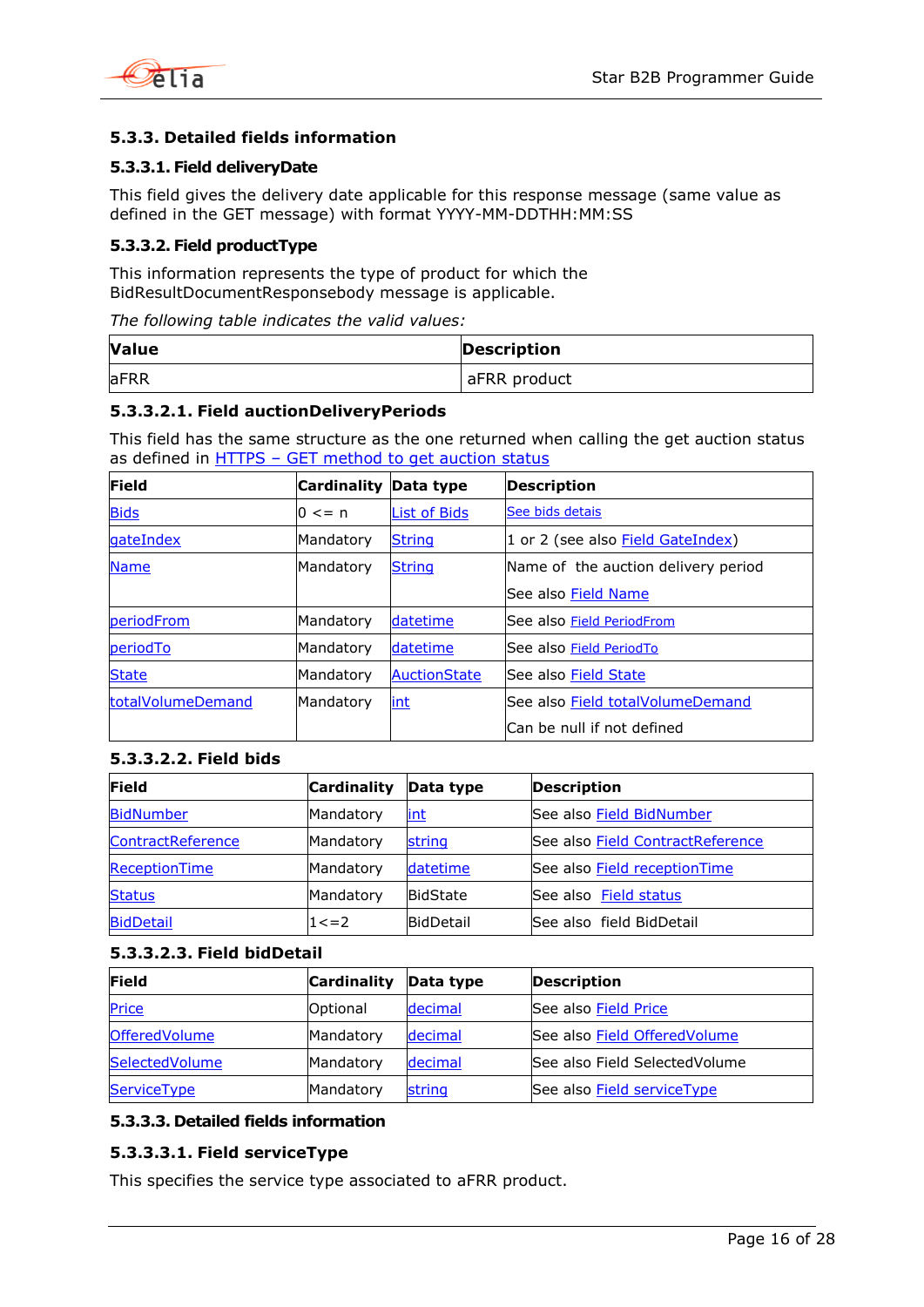### 5.3.3. Detailed fields information

#### 5.3.3.1. Field deliveryDate

This field gives the delivery date applicable for this response message (same value as defined in the GET message) with format YYYY-MM-DDTHH:MM:SS

#### 5.3.3.2. Field productType

This information represents the type of product for which the BidResultDocumentResponsebody message is applicable.

*The following table indicates the valid values:*

| Value | Description |
|---|---|
| aFRR | aFRR product |

##### 5.3.3.2.1. Field auctionDeliveryPeriods

This field has the same structure as the one returned when calling the get auction status as defined in HTTPS – GET method to get auction status

| Field | Cardinality | Data type | Description |
|---|---|---|---|
| Bids | 0 <= n | List of Bids | See bids detais |
| gateIndex | Mandatory | String | 1 or 2 (see also Field GateIndex) |
| Name | Mandatory | String | Name of the auction delivery period<br>See also Field Name |
| periodFrom | Mandatory | datetime | See also Field PeriodFrom |
| periodTo | Mandatory | datetime | See also Field PeriodTo |
| State | Mandatory | AuctionState | See also Field State |
| totalVolumeDemand | Mandatory | int | See also Field totalVolumeDemand<br>Can be null if not defined |

##### 5.3.3.2.2. Field bids

| Field | Cardinality | Data type | Description |
|---|---|---|---|
| BidNumber | Mandatory | int | See also Field BidNumber |
| ContractReference | Mandatory | string | See also Field ContractReference |
| ReceptionTime | Mandatory | datetime | See also Field receptionTime |
| Status | Mandatory | BidState | See also Field status |
| BidDetail | 1<=2 | BidDetail | See also field BidDetail |

##### 5.3.3.2.3. Field bidDetail

| Field | Cardinality | Data type | Description |
|---|---|---|---|
| Price | Optional | decimal | See also Field Price |
| OfferedVolume | Mandatory | decimal | See also Field OfferedVolume |
| SelectedVolume | Mandatory | decimal | See also Field SelectedVolume |
| ServiceType | Mandatory | string | See also Field serviceType |

#### 5.3.3.3. Detailed fields information

##### 5.3.3.3.1. Field serviceType

This specifies the service type associated to aFRR product.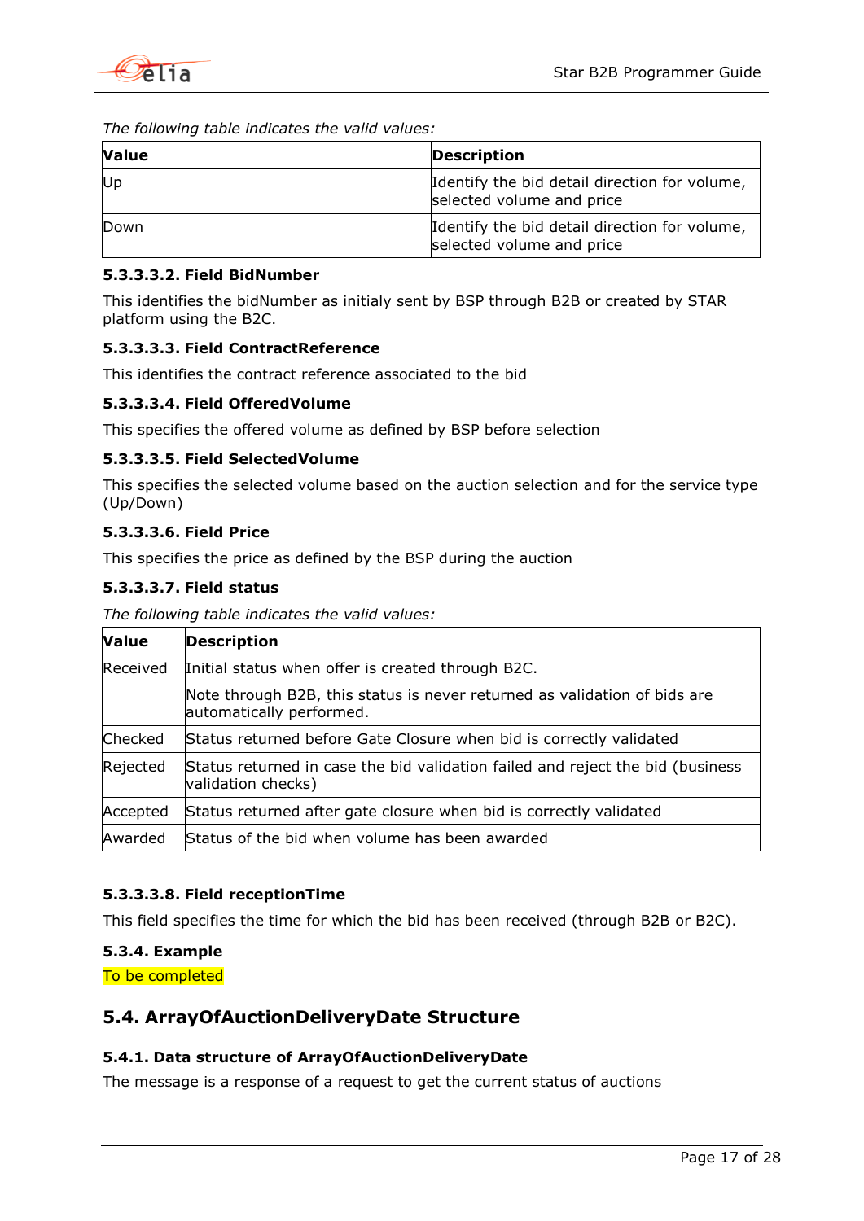*The following table indicates the valid values:*

| Value | Description |
| --- | --- |
| Up | Identify the bid detail direction for volume, selected volume and price |
| Down | Identify the bid detail direction for volume, selected volume and price |

#### 5.3.3.3.2. Field BidNumber

This identifies the bidNumber as initialy sent by BSP through B2B or created by STAR platform using the B2C.

#### 5.3.3.3.3. Field ContractReference

This identifies the contract reference associated to the bid

#### 5.3.3.3.4. Field OfferedVolume

This specifies the offered volume as defined by BSP before selection

#### 5.3.3.3.5. Field SelectedVolume

This specifies the selected volume based on the auction selection and for the service type (Up/Down)

#### 5.3.3.3.6. Field Price

This specifies the price as defined by the BSP during the auction

#### 5.3.3.3.7. Field status

*The following table indicates the valid values:*

| Value | Description |
| --- | --- |
| Received | Initial status when offer is created through B2C.<br><br>Note through B2B, this status is never returned as validation of bids are automatically performed. |
| Checked | Status returned before Gate Closure when bid is correctly validated |
| Rejected | Status returned in case the bid validation failed and reject the bid (business validation checks) |
| Accepted | Status returned after gate closure when bid is correctly validated |
| Awarded | Status of the bid when volume has been awarded |

#### 5.3.3.3.8. Field receptionTime

This field specifies the time for which the bid has been received (through B2B or B2C).

### 5.3.4. Example

To be completed

## 5.4. ArrayOfAuctionDeliveryDate Structure

### 5.4.1. Data structure of ArrayOfAuctionDeliveryDate

The message is a response of a request to get the current status of auctions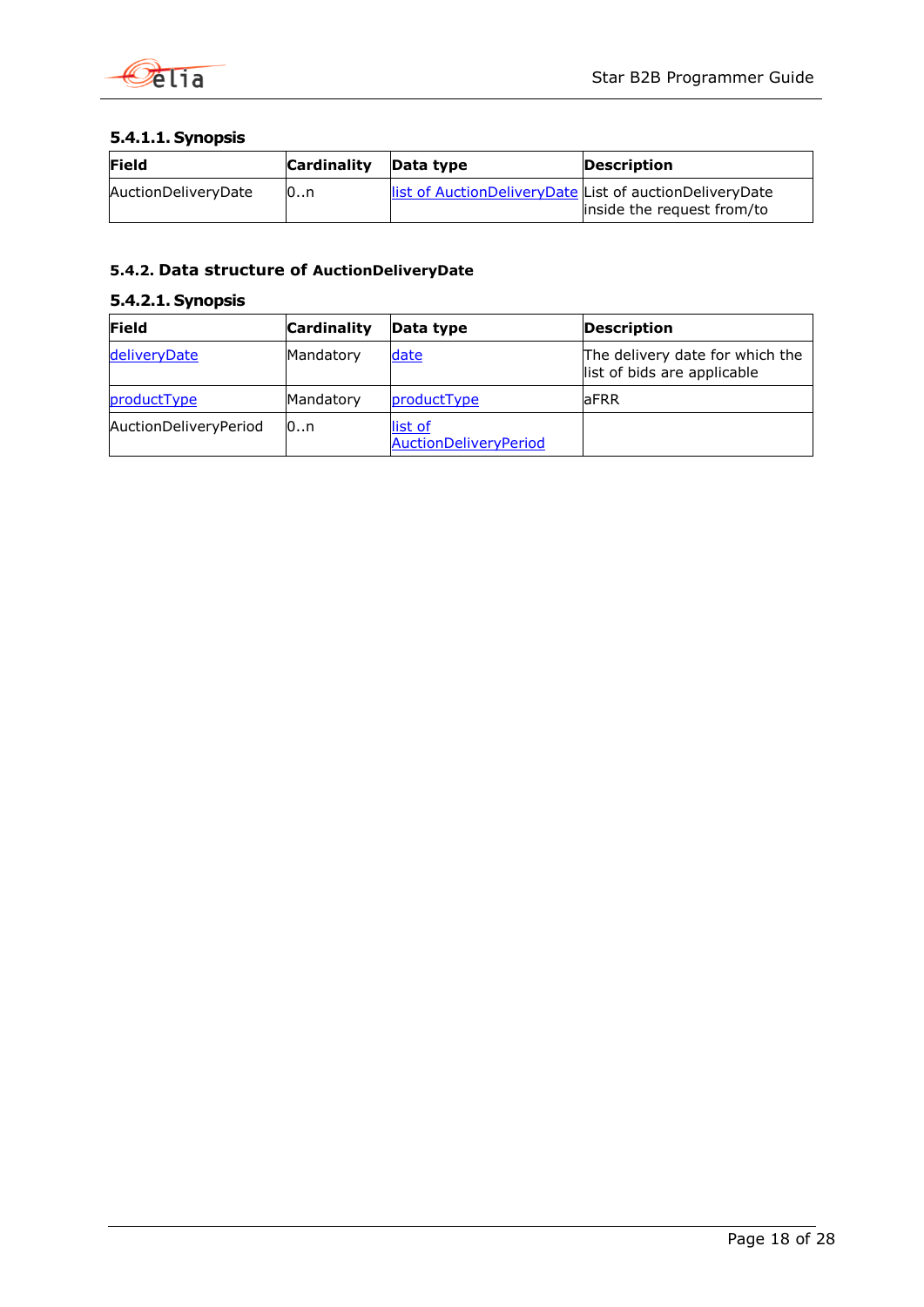#### 5.4.1.1. Synopsis

| Field | Cardinality | Data type | Description |
|---|---|---|---|
| AuctionDeliveryDate | 0..n | list of AuctionDeliveryDate | List of auctionDeliveryDate inside the request from/to |

### 5.4.2. Data structure of AuctionDeliveryDate

#### 5.4.2.1. Synopsis

| Field | Cardinality | Data type | Description |
|---|---|---|---|
| deliveryDate | Mandatory | date | The delivery date for which the list of bids are applicable |
| productType | Mandatory | productType | aFRR |
| AuctionDeliveryPeriod | 0..n | list of AuctionDeliveryPeriod | |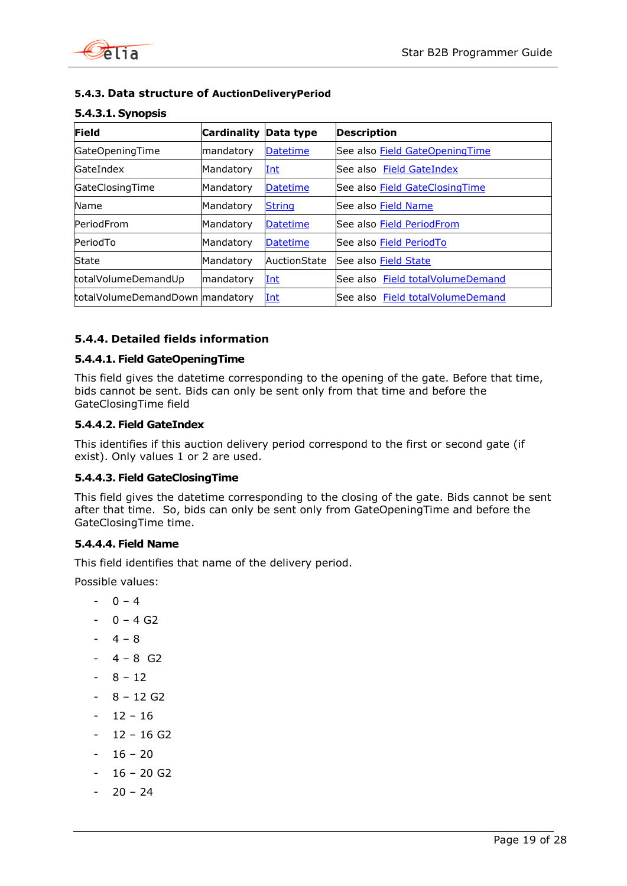#### 5.4.3. Data structure of AuctionDeliveryPeriod

##### 5.4.3.1. Synopsis

| Field | Cardinality | Data type | Description |
|---|---|---|---|
| GateOpeningTime | mandatory | Datetime | See also Field GateOpeningTime |
| GateIndex | Mandatory | Int | See also  Field GateIndex |
| GateClosingTime | Mandatory | Datetime | See also Field GateClosingTime |
| Name | Mandatory | String | See also Field Name |
| PeriodFrom | Mandatory | Datetime | See also Field PeriodFrom |
| PeriodTo | Mandatory | Datetime | See also Field PeriodTo |
| State | Mandatory | AuctionState | See also Field State |
| totalVolumeDemandUp | mandatory | Int | See also  Field totalVolumeDemand |
| totalVolumeDemandDown | mandatory | Int | See also  Field totalVolumeDemand |

#### 5.4.4. Detailed fields information

##### 5.4.4.1. Field GateOpeningTime

This field gives the datetime corresponding to the opening of the gate. Before that time, bids cannot be sent. Bids can only be sent only from that time and before the GateClosingTime field

##### 5.4.4.2. Field GateIndex

This identifies if this auction delivery period correspond to the first or second gate (if exist). Only values 1 or 2 are used.

##### 5.4.4.3. Field GateClosingTime

This field gives the datetime corresponding to the closing of the gate. Bids cannot be sent after that time.  So, bids can only be sent only from GateOpeningTime and before the GateClosingTime time.

##### 5.4.4.4. Field Name

This field identifies that name of the delivery period.

Possible values:

- 0 – 4
- 0 – 4 G2
- 4 – 8
- 4 – 8  G2
- 8 – 12
- 8 – 12 G2
- 12 – 16
- 12 – 16 G2
- 16 – 20
- 16 – 20 G2
- 20 – 24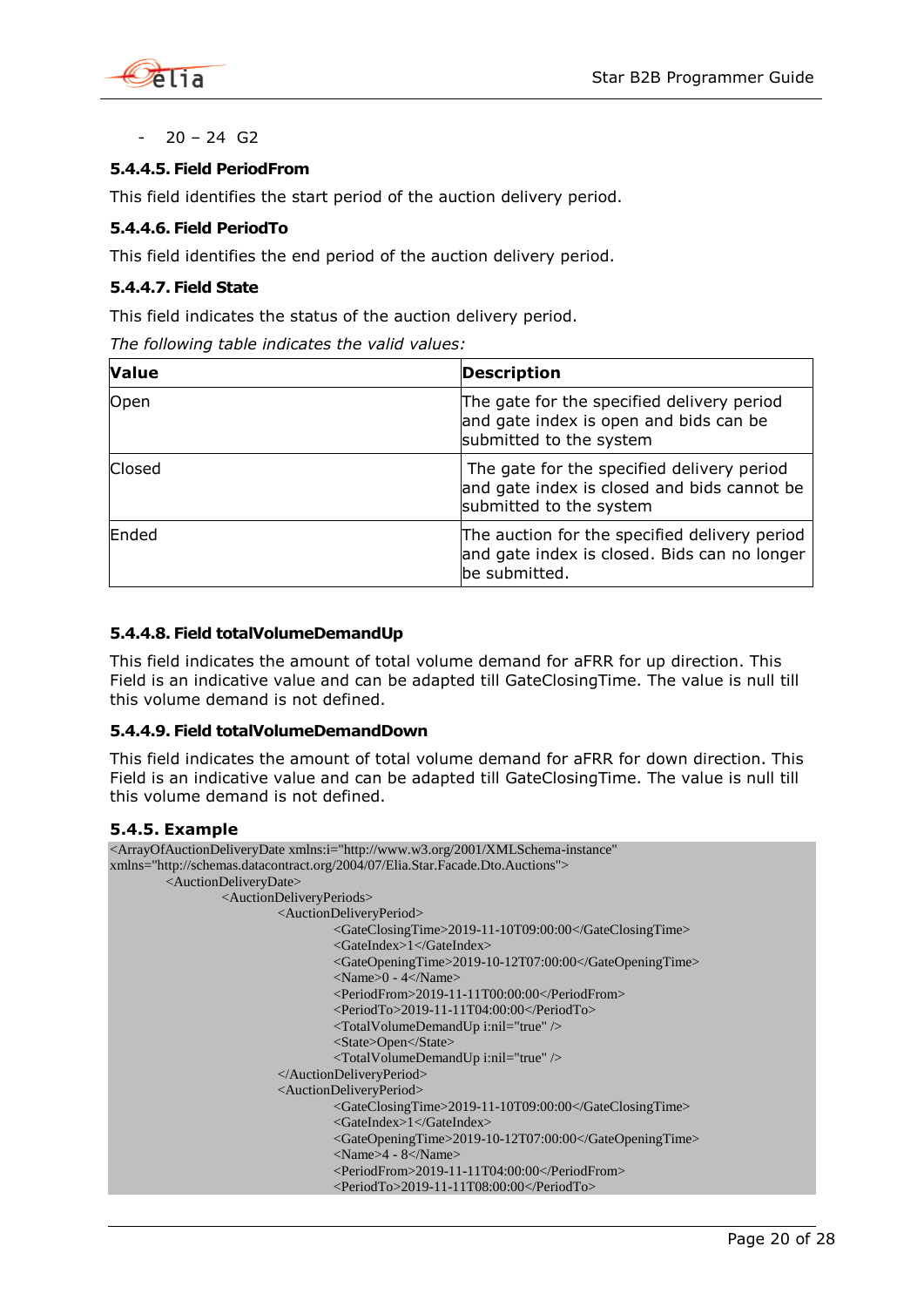- 20 – 24 G2

#### 5.4.4.5. Field PeriodFrom

This field identifies the start period of the auction delivery period.

#### 5.4.4.6. Field PeriodTo

This field identifies the end period of the auction delivery period.

#### 5.4.4.7. Field State

This field indicates the status of the auction delivery period.

*The following table indicates the valid values:*

| Value | Description |
|---|---|
| Open | The gate for the specified delivery period and gate index is open and bids can be submitted to the system |
| Closed | The gate for the specified delivery period and gate index is closed and bids cannot be submitted to the system |
| Ended | The auction for the specified delivery period and gate index is closed. Bids can no longer be submitted. |

#### 5.4.4.8. Field totalVolumeDemandUp

This field indicates the amount of total volume demand for aFRR for up direction. This Field is an indicative value and can be adapted till GateClosingTime. The value is null till this volume demand is not defined.

#### 5.4.4.9. Field totalVolumeDemandDown

This field indicates the amount of total volume demand for aFRR for down direction. This Field is an indicative value and can be adapted till GateClosingTime. The value is null till this volume demand is not defined.

### 5.4.5. Example

```
<ArrayOfAuctionDeliveryDate xmlns:i="http://www.w3.org/2001/XMLSchema-instance"
xmlns="http://schemas.datacontract.org/2004/07/Elia.Star.Facade.Dto.Auctions">
        <AuctionDeliveryDate>
                <AuctionDeliveryPeriods>
                        <AuctionDeliveryPeriod>
                                <GateClosingTime>2019-11-10T09:00:00</GateClosingTime>
                                <GateIndex>1</GateIndex>
                                <GateOpeningTime>2019-10-12T07:00:00</GateOpeningTime>
                                <Name>0 - 4</Name>
                                <PeriodFrom>2019-11-11T00:00:00</PeriodFrom>
                                <PeriodTo>2019-11-11T04:00:00</PeriodTo>
                                <TotalVolumeDemandUp i:nil="true" />
                                <State>Open</State>
                                <TotalVolumeDemandUp i:nil="true" />
                        </AuctionDeliveryPeriod>
                        <AuctionDeliveryPeriod>
                                <GateClosingTime>2019-11-10T09:00:00</GateClosingTime>
                                <GateIndex>1</GateIndex>
                                <GateOpeningTime>2019-10-12T07:00:00</GateOpeningTime>
                                <Name>4 - 8</Name>
                                <PeriodFrom>2019-11-11T04:00:00</PeriodFrom>
                                <PeriodTo>2019-11-11T08:00:00</PeriodTo>
```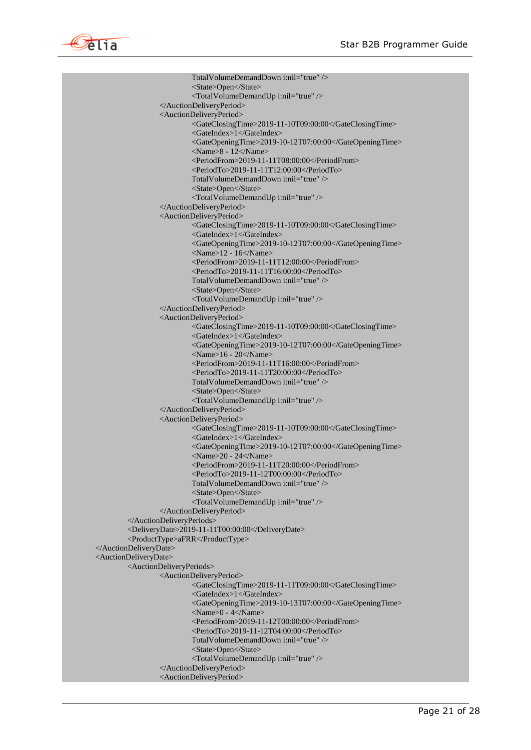```
                TotalVolumeDemandDown i:nil="true" />
                <State>Open</State>
                <TotalVolumeDemandUp i:nil="true" />
            </AuctionDeliveryPeriod>
            <AuctionDeliveryPeriod>
                <GateClosingTime>2019-11-10T09:00:00</GateClosingTime>
                <GateIndex>1</GateIndex>
                <GateOpeningTime>2019-10-12T07:00:00</GateOpeningTime>
                <Name>8 - 12</Name>
                <PeriodFrom>2019-11-11T08:00:00</PeriodFrom>
                <PeriodTo>2019-11-11T12:00:00</PeriodTo>
                TotalVolumeDemandDown i:nil="true" />
                <State>Open</State>
                <TotalVolumeDemandUp i:nil="true" />
            </AuctionDeliveryPeriod>
            <AuctionDeliveryPeriod>
                <GateClosingTime>2019-11-10T09:00:00</GateClosingTime>
                <GateIndex>1</GateIndex>
                <GateOpeningTime>2019-10-12T07:00:00</GateOpeningTime>
                <Name>12 - 16</Name>
                <PeriodFrom>2019-11-11T12:00:00</PeriodFrom>
                <PeriodTo>2019-11-11T16:00:00</PeriodTo>
                TotalVolumeDemandDown i:nil="true" />
                <State>Open</State>
                <TotalVolumeDemandUp i:nil="true" />
            </AuctionDeliveryPeriod>
            <AuctionDeliveryPeriod>
                <GateClosingTime>2019-11-10T09:00:00</GateClosingTime>
                <GateIndex>1</GateIndex>
                <GateOpeningTime>2019-10-12T07:00:00</GateOpeningTime>
                <Name>16 - 20</Name>
                <PeriodFrom>2019-11-11T16:00:00</PeriodFrom>
                <PeriodTo>2019-11-11T20:00:00</PeriodTo>
                TotalVolumeDemandDown i:nil="true" />
                <State>Open</State>
                <TotalVolumeDemandUp i:nil="true" />
            </AuctionDeliveryPeriod>
            <AuctionDeliveryPeriod>
                <GateClosingTime>2019-11-10T09:00:00</GateClosingTime>
                <GateIndex>1</GateIndex>
                <GateOpeningTime>2019-10-12T07:00:00</GateOpeningTime>
                <Name>20 - 24</Name>
                <PeriodFrom>2019-11-11T20:00:00</PeriodFrom>
                <PeriodTo>2019-11-12T00:00:00</PeriodTo>
                TotalVolumeDemandDown i:nil="true" />
                <State>Open</State>
                <TotalVolumeDemandUp i:nil="true" />
            </AuctionDeliveryPeriod>
        </AuctionDeliveryPeriods>
        <DeliveryDate>2019-11-11T00:00:00</DeliveryDate>
        <ProductType>aFRR</ProductType>
    </AuctionDeliveryDate>
    <AuctionDeliveryDate>
        <AuctionDeliveryPeriods>
            <AuctionDeliveryPeriod>
                <GateClosingTime>2019-11-11T09:00:00</GateClosingTime>
                <GateIndex>1</GateIndex>
                <GateOpeningTime>2019-10-13T07:00:00</GateOpeningTime>
                <Name>0 - 4</Name>
                <PeriodFrom>2019-11-12T00:00:00</PeriodFrom>
                <PeriodTo>2019-11-12T04:00:00</PeriodTo>
                TotalVolumeDemandDown i:nil="true" />
                <State>Open</State>
                <TotalVolumeDemandUp i:nil="true" />
            </AuctionDeliveryPeriod>
            <AuctionDeliveryPeriod>
```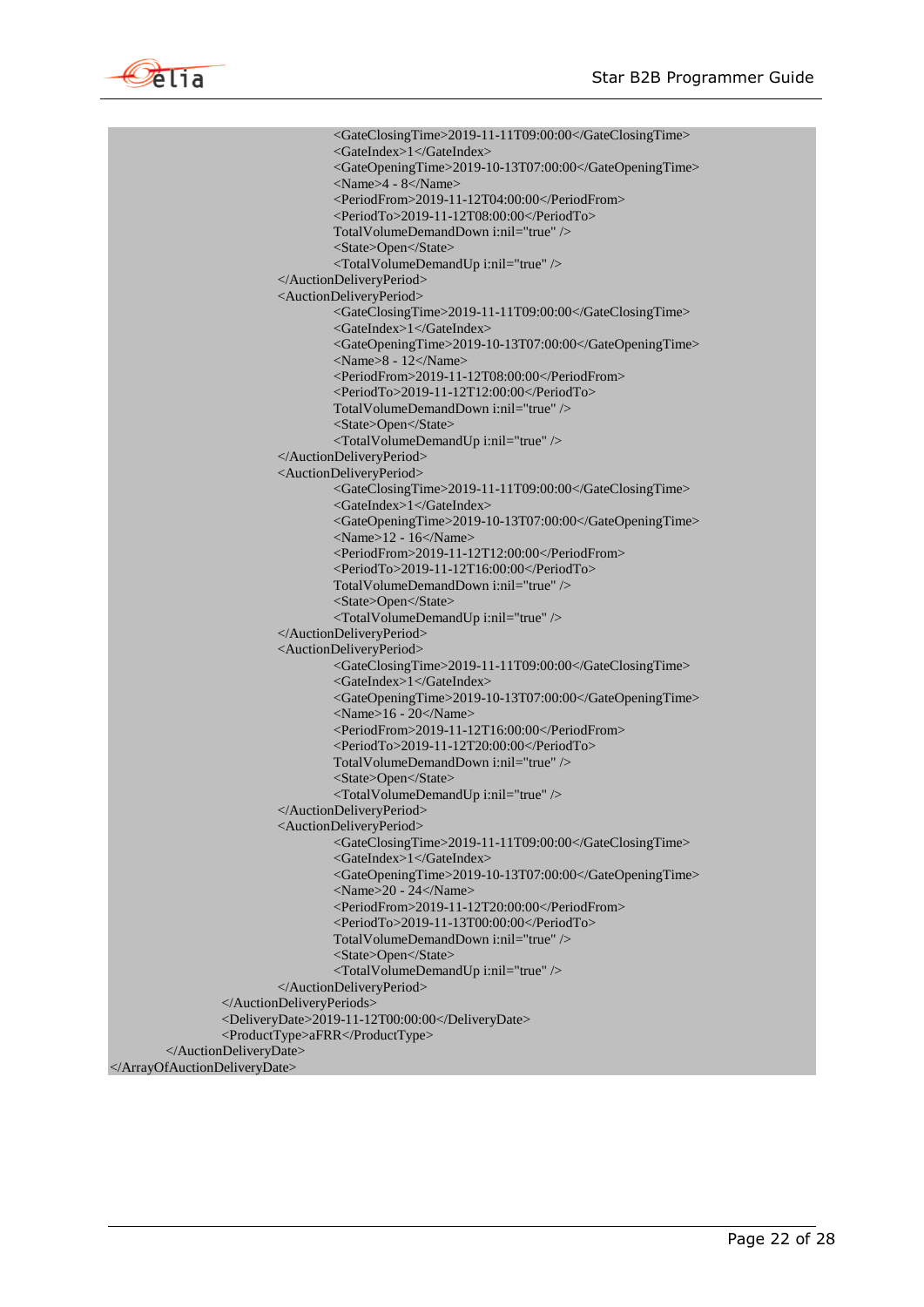```
                        <GateClosingTime>2019-11-11T09:00:00</GateClosingTime>
                        <GateIndex>1</GateIndex>
                        <GateOpeningTime>2019-10-13T07:00:00</GateOpeningTime>
                        <Name>4 - 8</Name>
                        <PeriodFrom>2019-11-12T04:00:00</PeriodFrom>
                        <PeriodTo>2019-11-12T08:00:00</PeriodTo>
                        TotalVolumeDemandDown i:nil="true" />
                        <State>Open</State>
                        <TotalVolumeDemandUp i:nil="true" />
                    </AuctionDeliveryPeriod>
                    <AuctionDeliveryPeriod>
                        <GateClosingTime>2019-11-11T09:00:00</GateClosingTime>
                        <GateIndex>1</GateIndex>
                        <GateOpeningTime>2019-10-13T07:00:00</GateOpeningTime>
                        <Name>8 - 12</Name>
                        <PeriodFrom>2019-11-12T08:00:00</PeriodFrom>
                        <PeriodTo>2019-11-12T12:00:00</PeriodTo>
                        TotalVolumeDemandDown i:nil="true" />
                        <State>Open</State>
                        <TotalVolumeDemandUp i:nil="true" />
                    </AuctionDeliveryPeriod>
                    <AuctionDeliveryPeriod>
                        <GateClosingTime>2019-11-11T09:00:00</GateClosingTime>
                        <GateIndex>1</GateIndex>
                        <GateOpeningTime>2019-10-13T07:00:00</GateOpeningTime>
                        <Name>12 - 16</Name>
                        <PeriodFrom>2019-11-12T12:00:00</PeriodFrom>
                        <PeriodTo>2019-11-12T16:00:00</PeriodTo>
                        TotalVolumeDemandDown i:nil="true" />
                        <State>Open</State>
                        <TotalVolumeDemandUp i:nil="true" />
                    </AuctionDeliveryPeriod>
                    <AuctionDeliveryPeriod>
                        <GateClosingTime>2019-11-11T09:00:00</GateClosingTime>
                        <GateIndex>1</GateIndex>
                        <GateOpeningTime>2019-10-13T07:00:00</GateOpeningTime>
                        <Name>16 - 20</Name>
                        <PeriodFrom>2019-11-12T16:00:00</PeriodFrom>
                        <PeriodTo>2019-11-12T20:00:00</PeriodTo>
                        TotalVolumeDemandDown i:nil="true" />
                        <State>Open</State>
                        <TotalVolumeDemandUp i:nil="true" />
                    </AuctionDeliveryPeriod>
                    <AuctionDeliveryPeriod>
                        <GateClosingTime>2019-11-11T09:00:00</GateClosingTime>
                        <GateIndex>1</GateIndex>
                        <GateOpeningTime>2019-10-13T07:00:00</GateOpeningTime>
                        <Name>20 - 24</Name>
                        <PeriodFrom>2019-11-12T20:00:00</PeriodFrom>
                        <PeriodTo>2019-11-13T00:00:00</PeriodTo>
                        TotalVolumeDemandDown i:nil="true" />
                        <State>Open</State>
                        <TotalVolumeDemandUp i:nil="true" />
                    </AuctionDeliveryPeriod>
                </AuctionDeliveryPeriods>
                <DeliveryDate>2019-11-12T00:00:00</DeliveryDate>
                <ProductType>aFRR</ProductType>
            </AuctionDeliveryDate>
</ArrayOfAuctionDeliveryDate>
```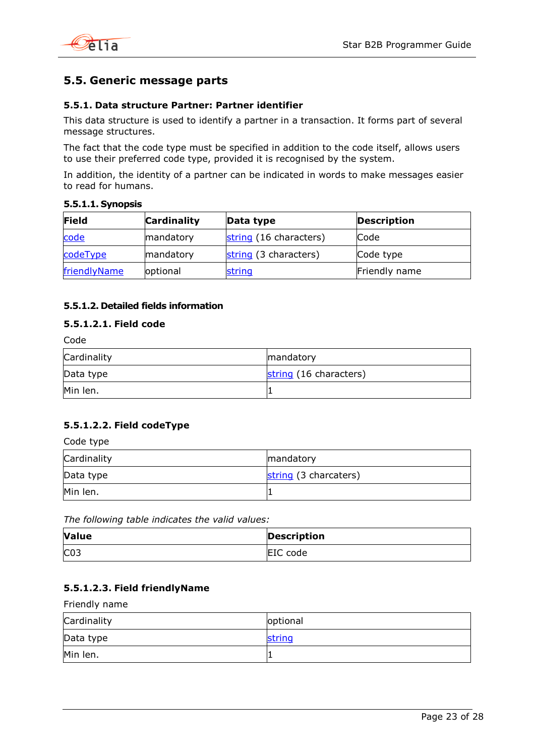## 5.5. Generic message parts

### 5.5.1. Data structure Partner: Partner identifier

This data structure is used to identify a partner in a transaction. It forms part of several message structures.

The fact that the code type must be specified in addition to the code itself, allows users to use their preferred code type, provided it is recognised by the system.

In addition, the identity of a partner can be indicated in words to make messages easier to read for humans.

#### 5.5.1.1. Synopsis

| Field | Cardinality | Data type | Description |
|---|---|---|---|
| code | mandatory | string (16 characters) | Code |
| codeType | mandatory | string (3 characters) | Code type |
| friendlyName | optional | string | Friendly name |

#### 5.5.1.2. Detailed fields information

##### 5.5.1.2.1. Field code

Code

| | |
|---|---|
| Cardinality | mandatory |
| Data type | string (16 characters) |
| Min len. | 1 |

##### 5.5.1.2.2. Field codeType

Code type

| | |
|---|---|
| Cardinality | mandatory |
| Data type | string (3 charcaters) |
| Min len. | 1 |

*The following table indicates the valid values:*

| Value | Description |
|---|---|
| C03 | EIC code |

##### 5.5.1.2.3. Field friendlyName

Friendly name

| | |
|---|---|
| Cardinality | optional |
| Data type | string |
| Min len. | 1 |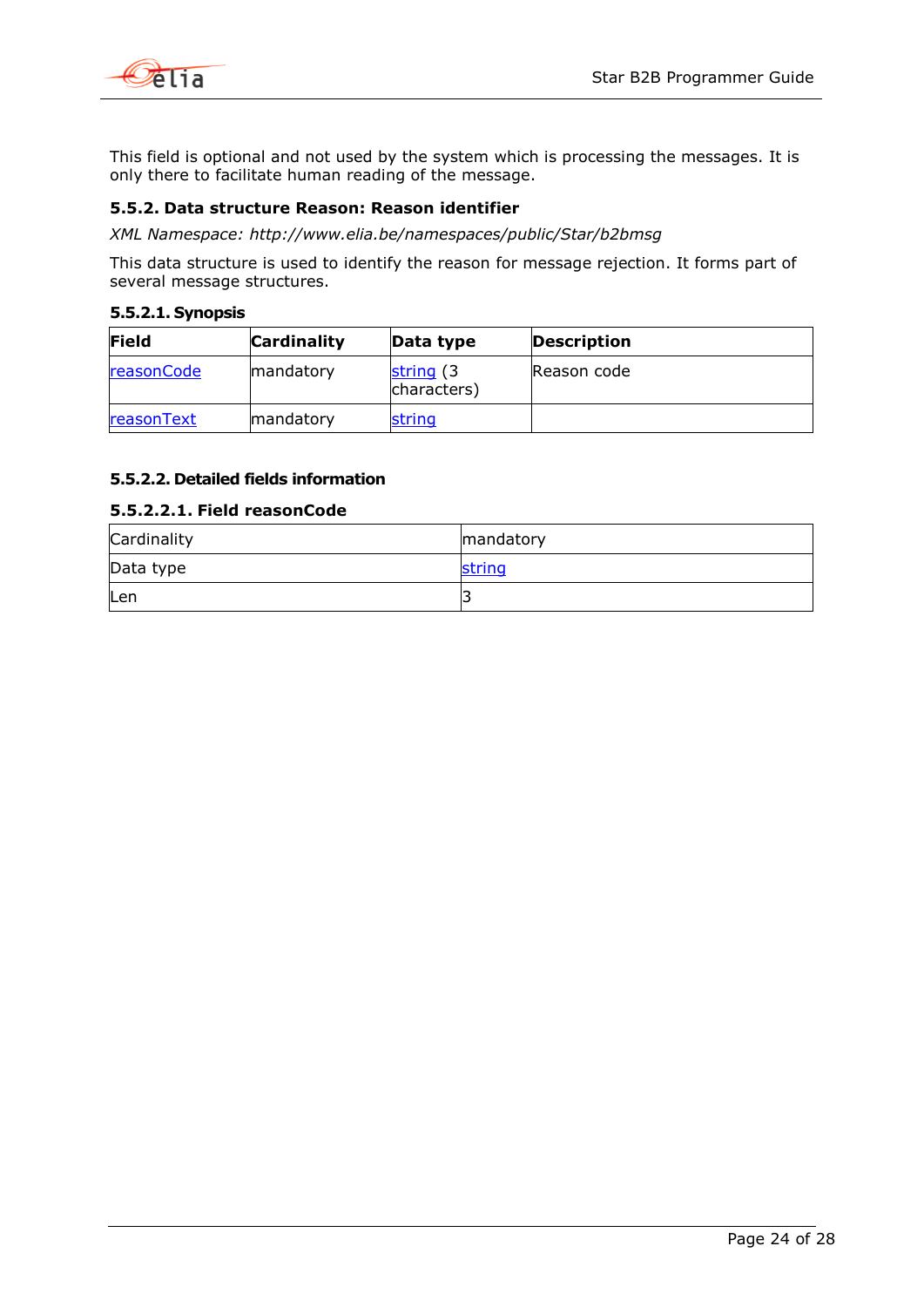This field is optional and not used by the system which is processing the messages. It is only there to facilitate human reading of the message.

### 5.5.2. Data structure Reason: Reason identifier

*XML Namespace: http://www.elia.be/namespaces/public/Star/b2bmsg*

This data structure is used to identify the reason for message rejection. It forms part of several message structures.

#### 5.5.2.1. Synopsis

| Field | Cardinality | Data type | Description |
|---|---|---|---|
| reasonCode | mandatory | string (3 characters) | Reason code |
| reasonText | mandatory | string | |

#### 5.5.2.2. Detailed fields information

##### 5.5.2.2.1. Field reasonCode

| Cardinality | mandatory |
|---|---|
| Data type | string |
| Len | 3 |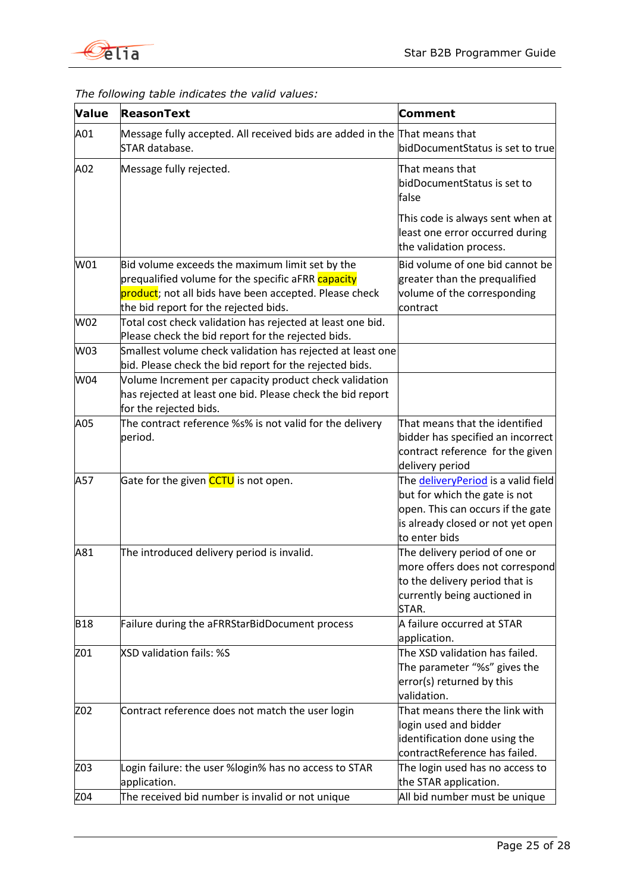*The following table indicates the valid values:*

| Value | ReasonText | Comment |
|---|---|---|
| A01 | Message fully accepted. All received bids are added in the STAR database. | That means that bidDocumentStatus is set to true |
| A02 | Message fully rejected. | That means that bidDocumentStatus is set to false<br><br>This code is always sent when at least one error occurred during the validation process. |
| W01 | Bid volume exceeds the maximum limit set by the prequalified volume for the specific aFRR capacity product; not all bids have been accepted. Please check the bid report for the rejected bids. | Bid volume of one bid cannot be greater than the prequalified volume of the corresponding contract |
| W02 | Total cost check validation has rejected at least one bid. Please check the bid report for the rejected bids. | |
| W03 | Smallest volume check validation has rejected at least one bid. Please check the bid report for the rejected bids. | |
| W04 | Volume Increment per capacity product check validation has rejected at least one bid. Please check the bid report for the rejected bids. | |
| A05 | The contract reference %s% is not valid for the delivery period. | That means that the identified bidder has specified an incorrect contract reference for the given delivery period |
| A57 | Gate for the given CCTU is not open. | The deliveryPeriod is a valid field but for which the gate is not open. This can occurs if the gate is already closed or not yet open to enter bids |
| A81 | The introduced delivery period is invalid. | The delivery period of one or more offers does not correspond to the delivery period that is currently being auctioned in STAR. |
| B18 | Failure during the aFRRStarBidDocument process | A failure occurred at STAR application. |
| Z01 | XSD validation fails: %S | The XSD validation has failed. The parameter "%s" gives the error(s) returned by this validation. |
| Z02 | Contract reference does not match the user login | That means there the link with login used and bidder identification done using the contractReference has failed. |
| Z03 | Login failure: the user %login% has no access to STAR application. | The login used has no access to the STAR application. |
| Z04 | The received bid number is invalid or not unique | All bid number must be unique |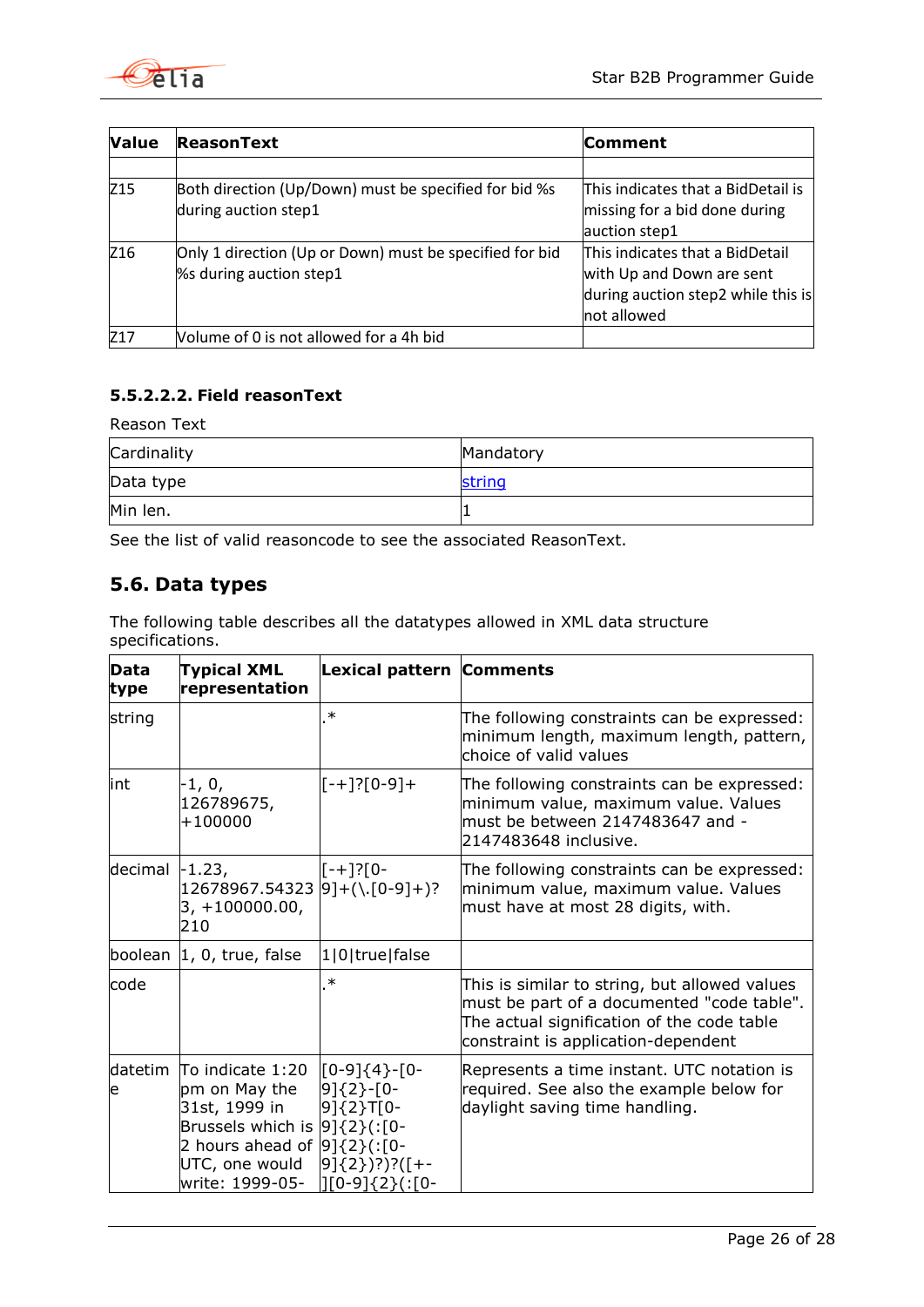| Value | ReasonText | Comment |
|---|---|---|
| | | |
| Z15 | Both direction (Up/Down) must be specified for bid %s during auction step1 | This indicates that a BidDetail is missing for a bid done during auction step1 |
| Z16 | Only 1 direction (Up or Down) must be specified for bid %s during auction step1 | This indicates that a BidDetail with Up and Down are sent during auction step2 while this is not allowed |
| Z17 | Volume of 0 is not allowed for a 4h bid | |

#### 5.5.2.2.2. Field reasonText

Reason Text

| Cardinality | Mandatory |
|---|---|
| Data type | string |
| Min len. | 1 |

See the list of valid reasoncode to see the associated ReasonText.

## 5.6. Data types

The following table describes all the datatypes allowed in XML data structure specifications.

| Data type | Typical XML representation | Lexical pattern | Comments |
|---|---|---|---|
| string | | .* | The following constraints can be expressed: minimum length, maximum length, pattern, choice of valid values |
| int | -1, 0, 126789675, +100000 | [-+]?[0-9]+ | The following constraints can be expressed: minimum value, maximum value. Values must be between 2147483647 and -2147483648 inclusive. |
| decimal | -1.23, 12678967.543233, +100000.00, 210 | [-+]?[0-9]+(\.[0-9]+)? | The following constraints can be expressed: minimum value, maximum value. Values must have at most 28 digits, with. |
| boolean | 1, 0, true, false | 1\|0\|true\|false | |
| code | | .* | This is similar to string, but allowed values must be part of a documented "code table". The actual signification of the code table constraint is application-dependent |
| datetime | To indicate 1:20 pm on May the 31st, 1999 in Brussels which is 2 hours ahead of UTC, one would write: 1999-05- | [0-9]{4}-[0-9]{2}-[0-9]{2}T[0-9]{2}(:[0-9]{2}(:[0-9]{2})?)?([+-][0-9]{2}(:[0- | Represents a time instant. UTC notation is required. See also the example below for daylight saving time handling. |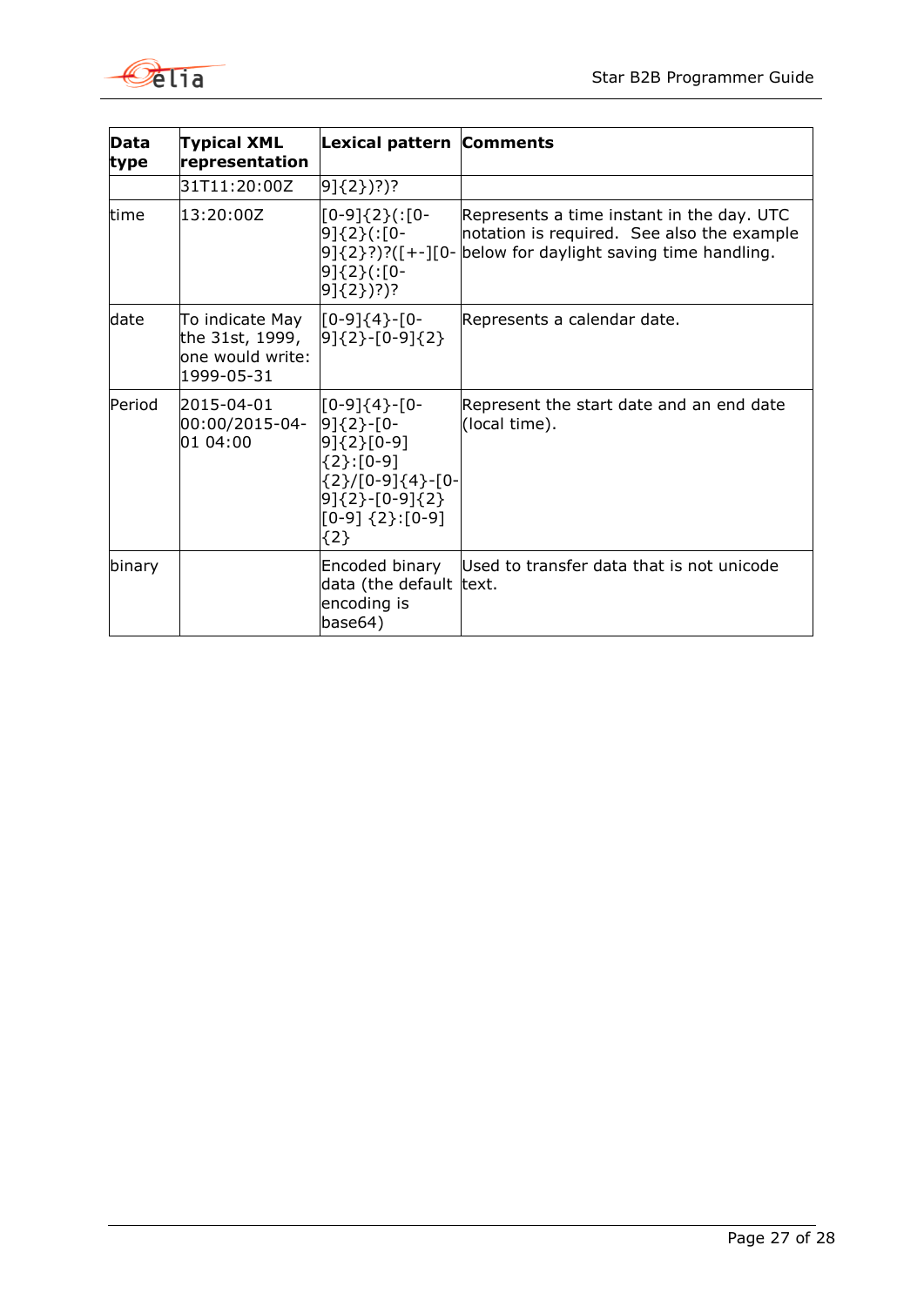| Data type | Typical XML representation | Lexical pattern | Comments |
|---|---|---|---|
| | 31T11:20:00Z | 9]{2})?)? | |
| time | 13:20:00Z | [0-9]{2}(:[0-9]{2}(:[0-9]{2}?)?([+-][0-9]{2}(:[0-9]{2})?)? | Represents a time instant in the day. UTC notation is required. See also the example below for daylight saving time handling. |
| date | To indicate May the 31st, 1999, one would write: 1999-05-31 | [0-9]{4}-[0-9]{2}-[0-9]{2} | Represents a calendar date. |
| Period | 2015-04-01 00:00/2015-04-01 04:00 | [0-9]{4}-[0-9]{2}-[0-9]{2}[0-9]{2}:[0-9]{2}/[0-9]{4}-[0-9]{2}-[0-9]{2}[0-9] {2}:[0-9]{2} | Represent the start date and an end date (local time). |
| binary | | Encoded binary data (the default encoding is base64) | Used to transfer data that is not unicode text. |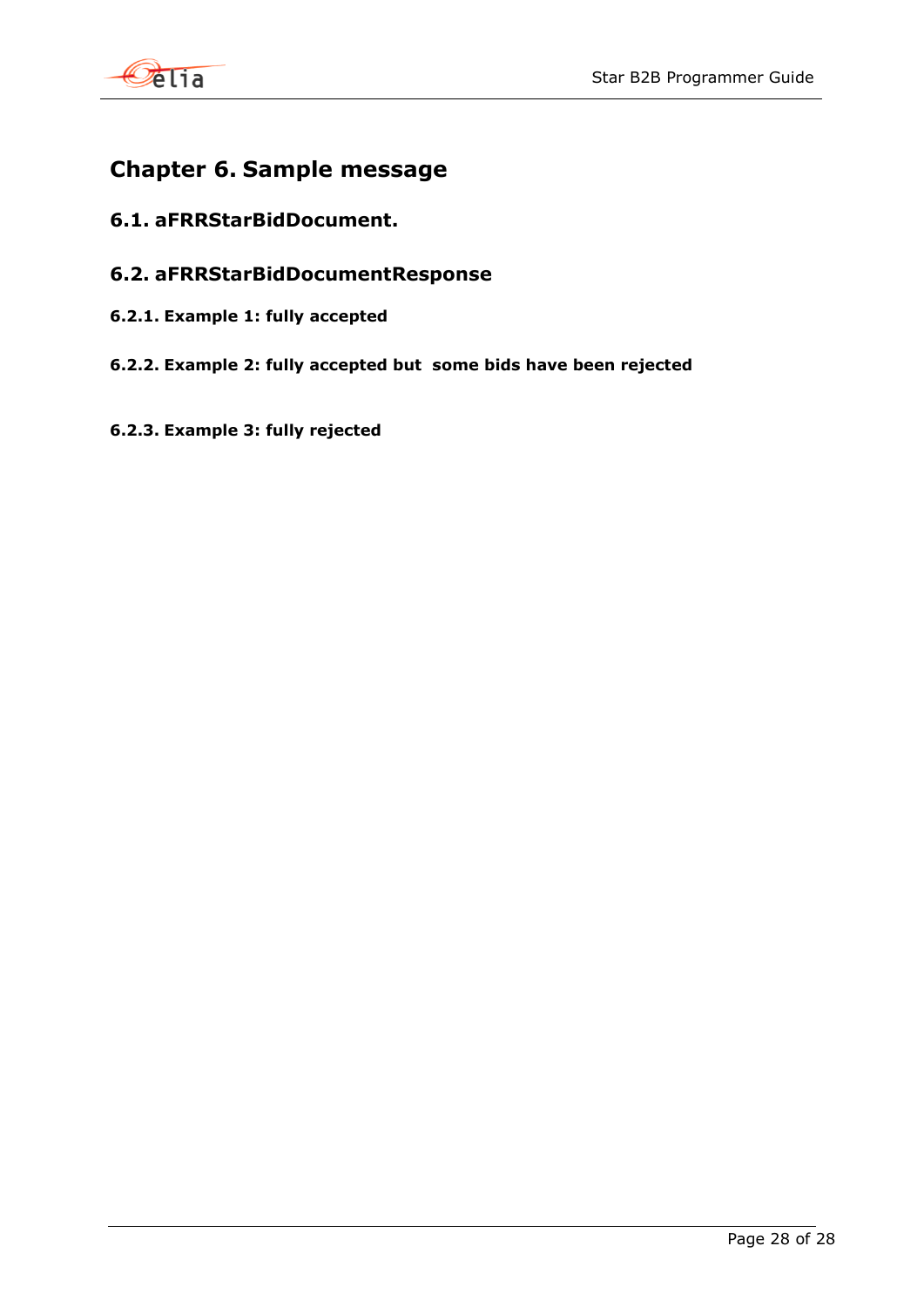# Chapter 6. Sample message

## 6.1. aFRRStarBidDocument.

## 6.2. aFRRStarBidDocumentResponse

### 6.2.1. Example 1: fully accepted

### 6.2.2. Example 2: fully accepted but some bids have been rejected

### 6.2.3. Example 3: fully rejected